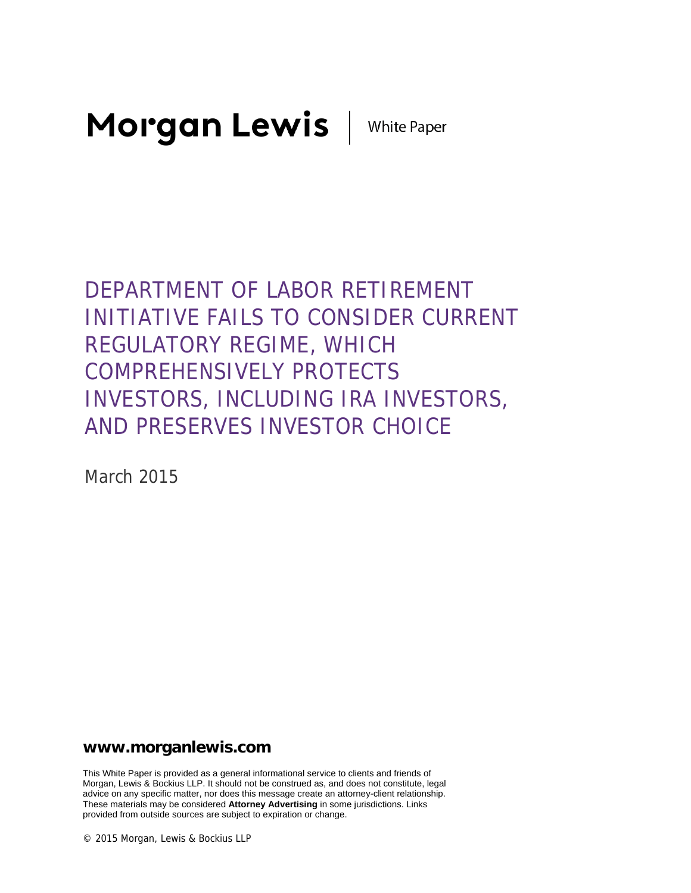Morgan Lewis | White Paper

# DEPARTMENT OF LABOR RETIREMENT INITIATIVE FAILS TO CONSIDER CURRENT REGULATORY REGIME, WHICH COMPREHENSIVELY PROTECTS INVESTORS, INCLUDING IRA INVESTORS, AND PRESERVES INVESTOR CHOICE

March 2015

**www.morganlewis.com**

This White Paper is provided as a general informational service to clients and friends of Morgan, Lewis & Bockius LLP. It should not be construed as, and does not constitute, legal advice on any specific matter, nor does this message create an attorney-client relationship. These materials may be considered **Attorney Advertising** in some jurisdictions. Links provided from outside sources are subject to expiration or change.

© 2015 Morgan, Lewis & Bockius LLP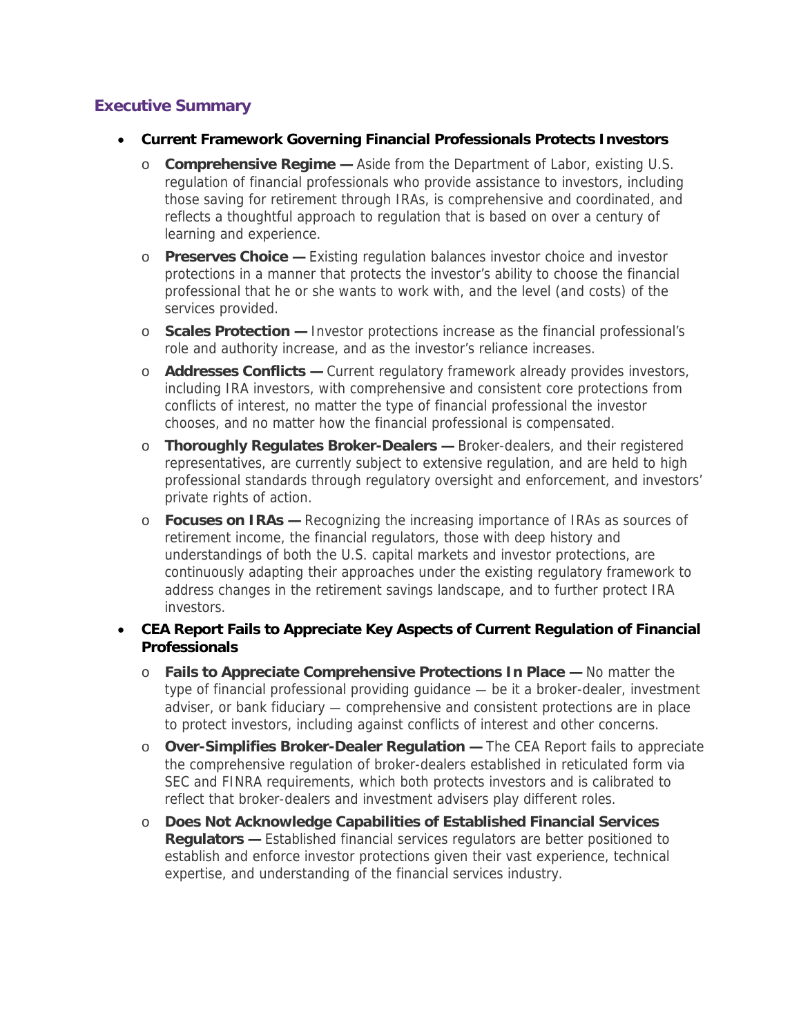## Executive Summary

- **Current Framework Governing Financial Professionals Protects Investors**
  - **Comprehensive Regime —** Aside from the Department of Labor, existing U.S. regulation of financial professionals who provide assistance to investors, including those saving for retirement through IRAs, is comprehensive and coordinated, and reflects a thoughtful approach to regulation that is based on over a century of learning and experience.
  - **Preserves Choice —** Existing regulation balances investor choice and investor protections in a manner that protects the investor's ability to choose the financial professional that he or she wants to work with, and the level (and costs) of the services provided.
  - **Scales Protection —** Investor protections increase as the financial professional's role and authority increase, and as the investor's reliance increases.
  - **Addresses Conflicts —** Current regulatory framework already provides investors, including IRA investors, with comprehensive and consistent core protections from conflicts of interest, no matter the type of financial professional the investor chooses, and no matter how the financial professional is compensated.
  - **Thoroughly Regulates Broker-Dealers —** Broker-dealers, and their registered representatives, are currently subject to extensive regulation, and are held to high professional standards through regulatory oversight and enforcement, and investors' private rights of action.
  - **Focuses on IRAs —** Recognizing the increasing importance of IRAs as sources of retirement income, the financial regulators, those with deep history and understandings of both the U.S. capital markets and investor protections, are continuously adapting their approaches under the existing regulatory framework to address changes in the retirement savings landscape, and to further protect IRA investors.
- **CEA Report Fails to Appreciate Key Aspects of Current Regulation of Financial Professionals**
  - **Fails to Appreciate Comprehensive Protections In Place —** No matter the type of financial professional providing guidance — be it a broker-dealer, investment adviser, or bank fiduciary — comprehensive and consistent protections are in place to protect investors, including against conflicts of interest and other concerns.
  - **Over-Simplifies Broker-Dealer Regulation —** The CEA Report fails to appreciate the comprehensive regulation of broker-dealers established in reticulated form via SEC and FINRA requirements, which both protects investors and is calibrated to reflect that broker-dealers and investment advisers play different roles.
  - **Does Not Acknowledge Capabilities of Established Financial Services Regulators —** Established financial services regulators are better positioned to establish and enforce investor protections given their vast experience, technical expertise, and understanding of the financial services industry.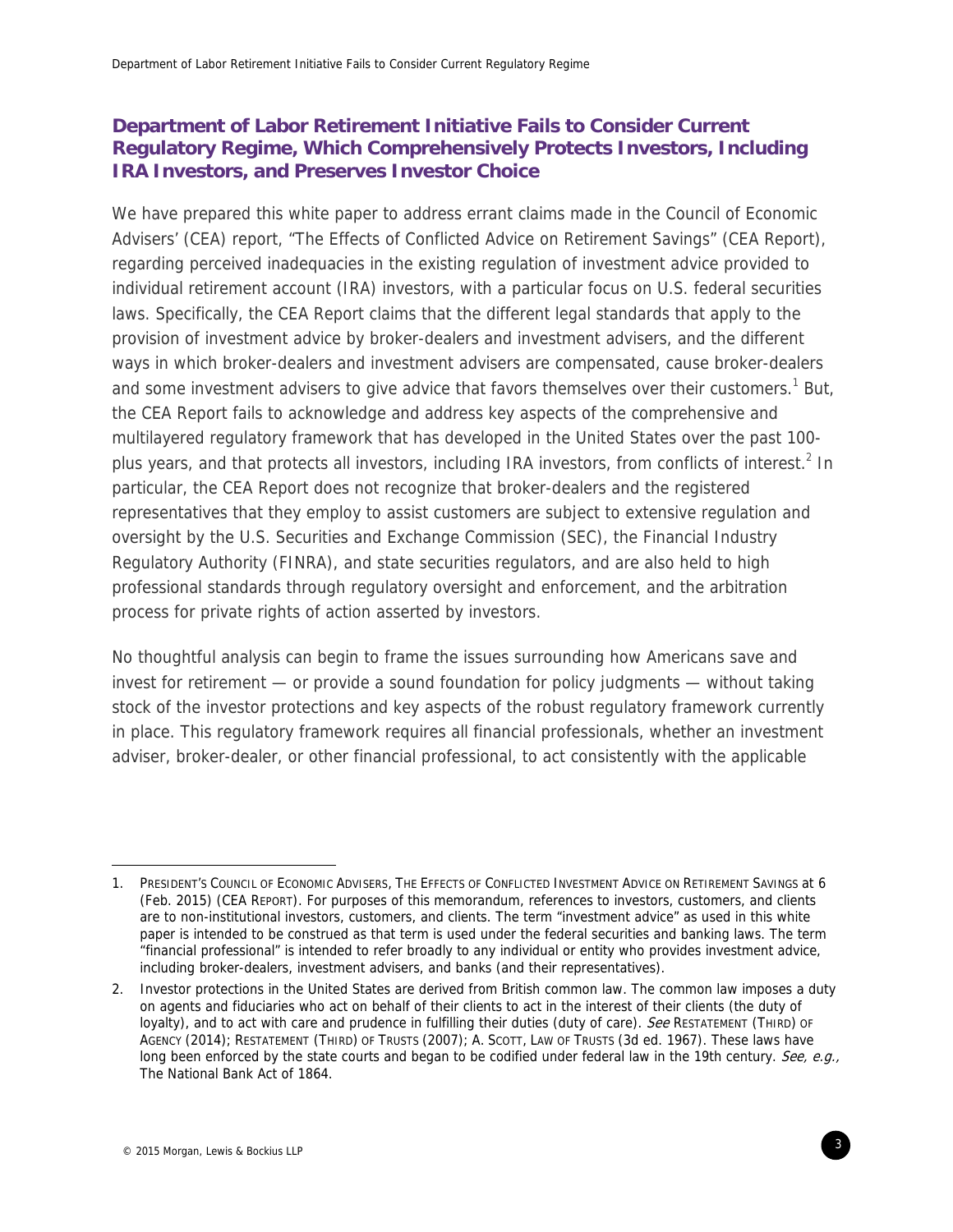## Department of Labor Retirement Initiative Fails to Consider Current Regulatory Regime, Which Comprehensively Protects Investors, Including IRA Investors, and Preserves Investor Choice

We have prepared this white paper to address errant claims made in the Council of Economic Advisers' (CEA) report, "The Effects of Conflicted Advice on Retirement Savings" (CEA Report), regarding perceived inadequacies in the existing regulation of investment advice provided to individual retirement account (IRA) investors, with a particular focus on U.S. federal securities laws. Specifically, the CEA Report claims that the different legal standards that apply to the provision of investment advice by broker-dealers and investment advisers, and the different ways in which broker-dealers and investment advisers are compensated, cause broker-dealers and some investment advisers to give advice that favors themselves over their customers.[1] But, the CEA Report fails to acknowledge and address key aspects of the comprehensive and multilayered regulatory framework that has developed in the United States over the past 100-plus years, and that protects all investors, including IRA investors, from conflicts of interest.[2] In particular, the CEA Report does not recognize that broker-dealers and the registered representatives that they employ to assist customers are subject to extensive regulation and oversight by the U.S. Securities and Exchange Commission (SEC), the Financial Industry Regulatory Authority (FINRA), and state securities regulators, and are also held to high professional standards through regulatory oversight and enforcement, and the arbitration process for private rights of action asserted by investors.

No thoughtful analysis can begin to frame the issues surrounding how Americans save and invest for retirement — or provide a sound foundation for policy judgments — without taking stock of the investor protections and key aspects of the robust regulatory framework currently in place. This regulatory framework requires all financial professionals, whether an investment adviser, broker-dealer, or other financial professional, to act consistently with the applicable

---

1. President's Council of Economic Advisers, The Effects of Conflicted Investment Advice on Retirement Savings at 6 (Feb. 2015) (CEA Report). For purposes of this memorandum, references to investors, customers, and clients are to non-institutional investors, customers, and clients. The term "investment advice" as used in this white paper is intended to be construed as that term is used under the federal securities and banking laws. The term "financial professional" is intended to refer broadly to any individual or entity who provides investment advice, including broker-dealers, investment advisers, and banks (and their representatives).

2. Investor protections in the United States are derived from British common law. The common law imposes a duty on agents and fiduciaries who act on behalf of their clients to act in the interest of their clients (the duty of loyalty), and to act with care and prudence in fulfilling their duties (duty of care). *See* Restatement (Third) of Agency (2014); Restatement (Third) of Trusts (2007); A. Scott, Law of Trusts (3d ed. 1967). These laws have long been enforced by the state courts and began to be codified under federal law in the 19th century. *See, e.g.,* The National Bank Act of 1864.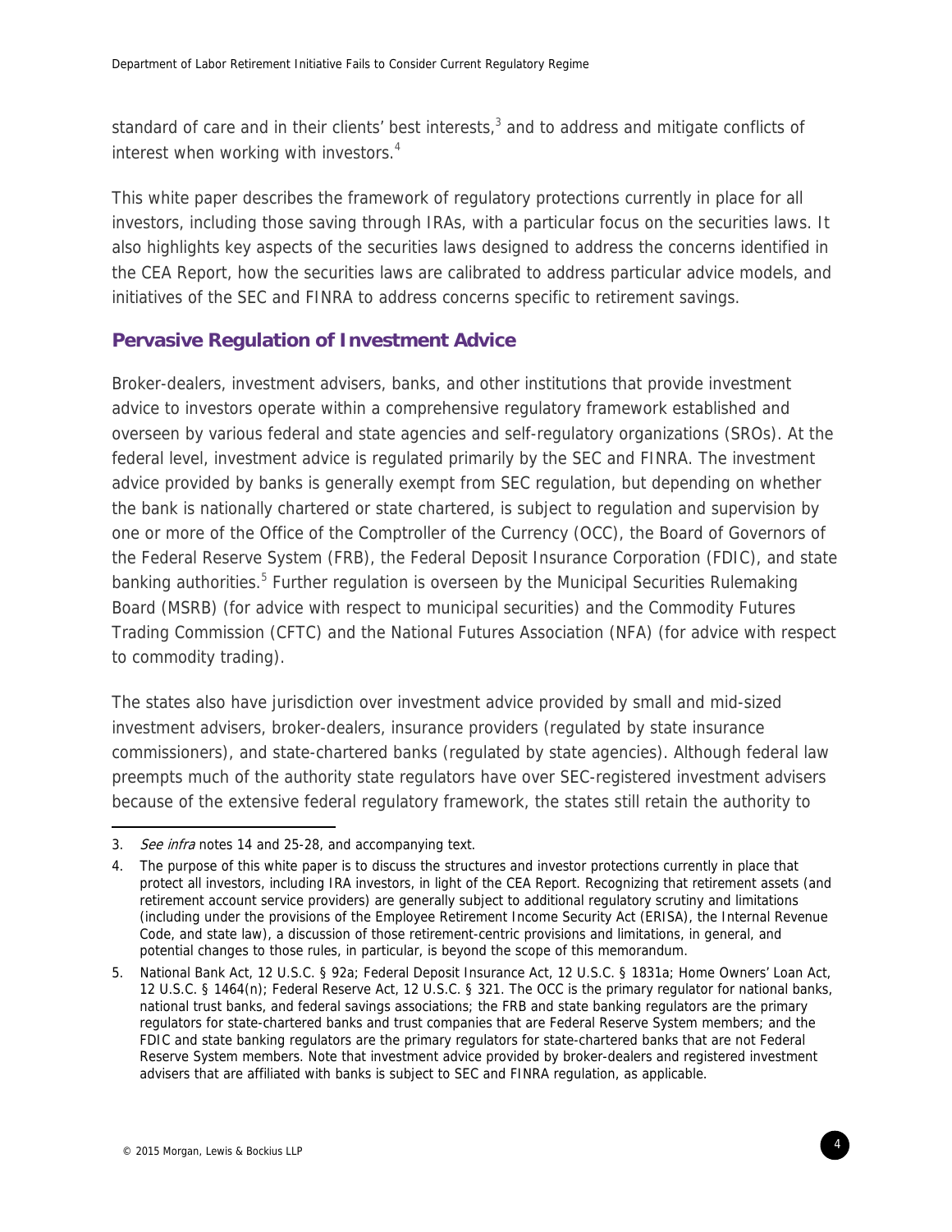standard of care and in their clients' best interests,[3] and to address and mitigate conflicts of interest when working with investors.[4]

This white paper describes the framework of regulatory protections currently in place for all investors, including those saving through IRAs, with a particular focus on the securities laws. It also highlights key aspects of the securities laws designed to address the concerns identified in the CEA Report, how the securities laws are calibrated to address particular advice models, and initiatives of the SEC and FINRA to address concerns specific to retirement savings.

## Pervasive Regulation of Investment Advice

Broker-dealers, investment advisers, banks, and other institutions that provide investment advice to investors operate within a comprehensive regulatory framework established and overseen by various federal and state agencies and self-regulatory organizations (SROs). At the federal level, investment advice is regulated primarily by the SEC and FINRA. The investment advice provided by banks is generally exempt from SEC regulation, but depending on whether the bank is nationally chartered or state chartered, is subject to regulation and supervision by one or more of the Office of the Comptroller of the Currency (OCC), the Board of Governors of the Federal Reserve System (FRB), the Federal Deposit Insurance Corporation (FDIC), and state banking authorities.[5] Further regulation is overseen by the Municipal Securities Rulemaking Board (MSRB) (for advice with respect to municipal securities) and the Commodity Futures Trading Commission (CFTC) and the National Futures Association (NFA) (for advice with respect to commodity trading).

The states also have jurisdiction over investment advice provided by small and mid-sized investment advisers, broker-dealers, insurance providers (regulated by state insurance commissioners), and state-chartered banks (regulated by state agencies). Although federal law preempts much of the authority state regulators have over SEC-registered investment advisers because of the extensive federal regulatory framework, the states still retain the authority to

---

3. *See infra* notes 14 and 25-28, and accompanying text.

4. The purpose of this white paper is to discuss the structures and investor protections currently in place that protect all investors, including IRA investors, in light of the CEA Report. Recognizing that retirement assets (and retirement account service providers) are generally subject to additional regulatory scrutiny and limitations (including under the provisions of the Employee Retirement Income Security Act (ERISA), the Internal Revenue Code, and state law), a discussion of those retirement-centric provisions and limitations, in general, and potential changes to those rules, in particular, is beyond the scope of this memorandum.

5. National Bank Act, 12 U.S.C. § 92a; Federal Deposit Insurance Act, 12 U.S.C. § 1831a; Home Owners' Loan Act, 12 U.S.C. § 1464(n); Federal Reserve Act, 12 U.S.C. § 321. The OCC is the primary regulator for national banks, national trust banks, and federal savings associations; the FRB and state banking regulators are the primary regulators for state-chartered banks and trust companies that are Federal Reserve System members; and the FDIC and state banking regulators are the primary regulators for state-chartered banks that are not Federal Reserve System members. Note that investment advice provided by broker-dealers and registered investment advisers that are affiliated with banks is subject to SEC and FINRA regulation, as applicable.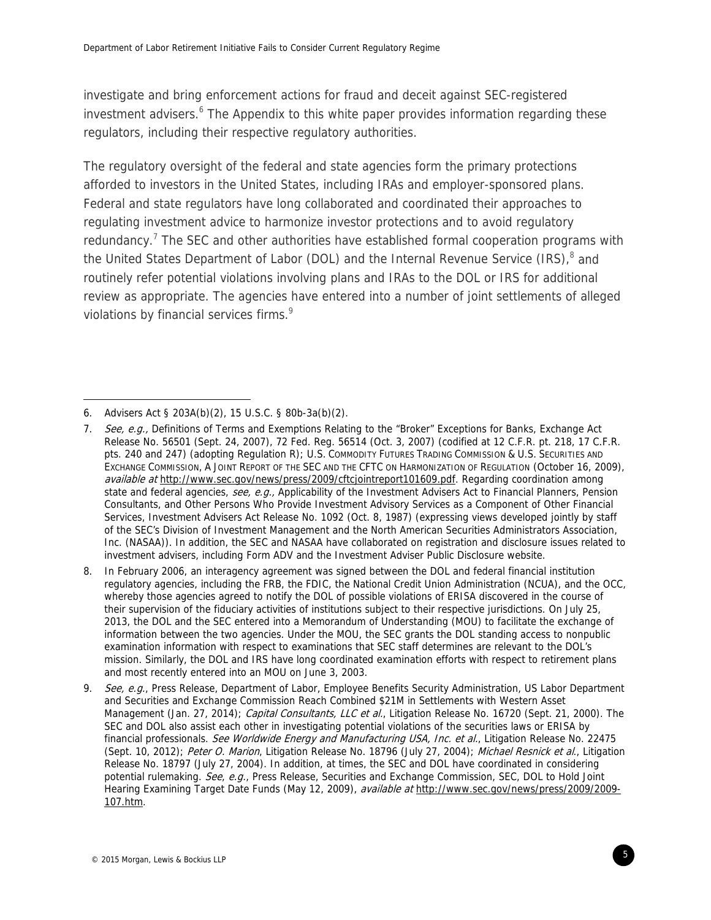investigate and bring enforcement actions for fraud and deceit against SEC-registered investment advisers.[6] The Appendix to this white paper provides information regarding these regulators, including their respective regulatory authorities.

The regulatory oversight of the federal and state agencies form the primary protections afforded to investors in the United States, including IRAs and employer-sponsored plans. Federal and state regulators have long collaborated and coordinated their approaches to regulating investment advice to harmonize investor protections and to avoid regulatory redundancy.[7] The SEC and other authorities have established formal cooperation programs with the United States Department of Labor (DOL) and the Internal Revenue Service (IRS),[8] and routinely refer potential violations involving plans and IRAs to the DOL or IRS for additional review as appropriate. The agencies have entered into a number of joint settlements of alleged violations by financial services firms.[9]

---

6. Advisers Act § 203A(b)(2), 15 U.S.C. § 80b-3a(b)(2).

7. *See, e.g.,* Definitions of Terms and Exemptions Relating to the "Broker" Exceptions for Banks, Exchange Act Release No. 56501 (Sept. 24, 2007), 72 Fed. Reg. 56514 (Oct. 3, 2007) (codified at 12 C.F.R. pt. 218, 17 C.F.R. pts. 240 and 247) (adopting Regulation R); U.S. COMMODITY FUTURES TRADING COMMISSION & U.S. SECURITIES AND EXCHANGE COMMISSION, A JOINT REPORT OF THE SEC AND THE CFTC ON HARMONIZATION OF REGULATION (October 16, 2009), *available at* http://www.sec.gov/news/press/2009/cftcjointreport101609.pdf. Regarding coordination among state and federal agencies, *see, e.g.,* Applicability of the Investment Advisers Act to Financial Planners, Pension Consultants, and Other Persons Who Provide Investment Advisory Services as a Component of Other Financial Services, Investment Advisers Act Release No. 1092 (Oct. 8, 1987) (expressing views developed jointly by staff of the SEC's Division of Investment Management and the North American Securities Administrators Association, Inc. (NASAA)). In addition, the SEC and NASAA have collaborated on registration and disclosure issues related to investment advisers, including Form ADV and the Investment Adviser Public Disclosure website.

8. In February 2006, an interagency agreement was signed between the DOL and federal financial institution regulatory agencies, including the FRB, the FDIC, the National Credit Union Administration (NCUA), and the OCC, whereby those agencies agreed to notify the DOL of possible violations of ERISA discovered in the course of their supervision of the fiduciary activities of institutions subject to their respective jurisdictions. On July 25, 2013, the DOL and the SEC entered into a Memorandum of Understanding (MOU) to facilitate the exchange of information between the two agencies. Under the MOU, the SEC grants the DOL standing access to nonpublic examination information with respect to examinations that SEC staff determines are relevant to the DOL's mission. Similarly, the DOL and IRS have long coordinated examination efforts with respect to retirement plans and most recently entered into an MOU on June 3, 2003.

9. *See, e.g.*, Press Release, Department of Labor, Employee Benefits Security Administration, US Labor Department and Securities and Exchange Commission Reach Combined $21M in Settlements with Western Asset Management (Jan. 27, 2014); *Capital Consultants, LLC et al.*, Litigation Release No. 16720 (Sept. 21, 2000). The SEC and DOL also assist each other in investigating potential violations of the securities laws or ERISA by financial professionals. *See Worldwide Energy and Manufacturing USA, Inc. et al.*, Litigation Release No. 22475 (Sept. 10, 2012); *Peter O. Marion*, Litigation Release No. 18796 (July 27, 2004); *Michael Resnick et al.*, Litigation Release No. 18797 (July 27, 2004). In addition, at times, the SEC and DOL have coordinated in considering potential rulemaking. *See, e.g.*, Press Release, Securities and Exchange Commission, SEC, DOL to Hold Joint Hearing Examining Target Date Funds (May 12, 2009), *available at* http://www.sec.gov/news/press/2009/2009-107.htm.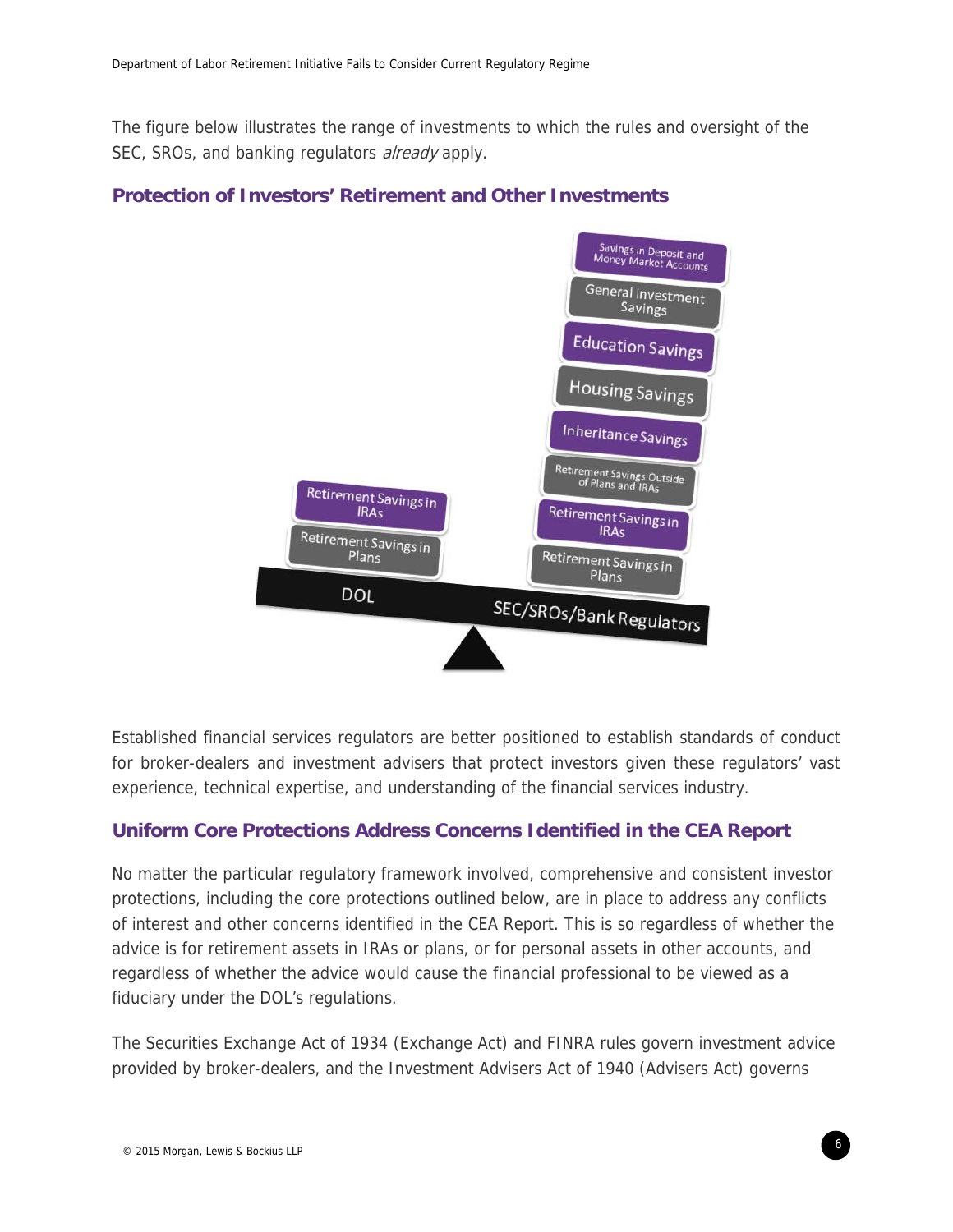The figure below illustrates the range of investments to which the rules and oversight of the SEC, SROs, and banking regulators *already* apply.

## Protection of Investors' Retirement and Other Investments

Established financial services regulators are better positioned to establish standards of conduct for broker-dealers and investment advisers that protect investors given these regulators' vast experience, technical expertise, and understanding of the financial services industry.

## Uniform Core Protections Address Concerns Identified in the CEA Report

No matter the particular regulatory framework involved, comprehensive and consistent investor protections, including the core protections outlined below, are in place to address any conflicts of interest and other concerns identified in the CEA Report. This is so regardless of whether the advice is for retirement assets in IRAs or plans, or for personal assets in other accounts, and regardless of whether the advice would cause the financial professional to be viewed as a fiduciary under the DOL's regulations.

The Securities Exchange Act of 1934 (Exchange Act) and FINRA rules govern investment advice provided by broker-dealers, and the Investment Advisers Act of 1940 (Advisers Act) governs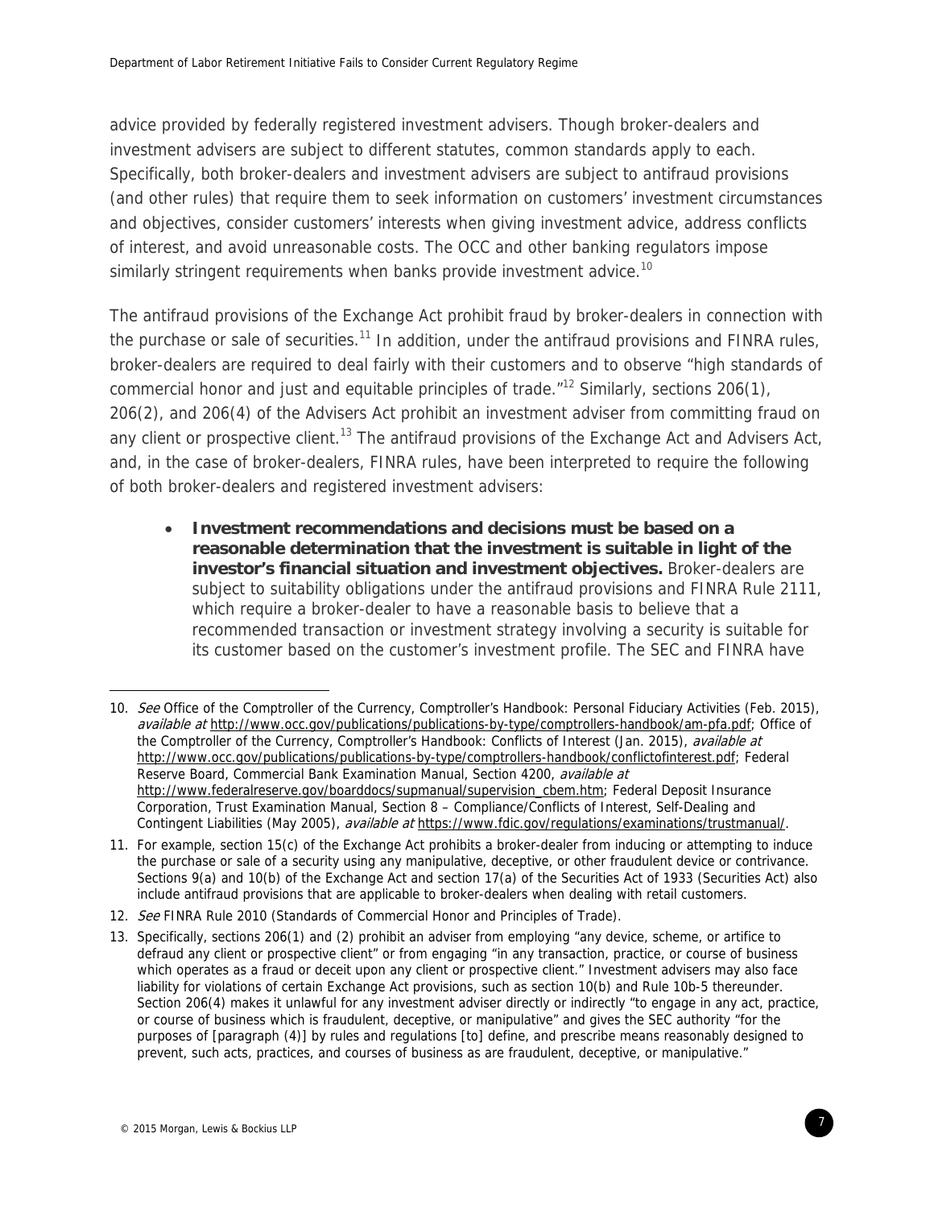advice provided by federally registered investment advisers. Though broker-dealers and investment advisers are subject to different statutes, common standards apply to each. Specifically, both broker-dealers and investment advisers are subject to antifraud provisions (and other rules) that require them to seek information on customers' investment circumstances and objectives, consider customers' interests when giving investment advice, address conflicts of interest, and avoid unreasonable costs. The OCC and other banking regulators impose similarly stringent requirements when banks provide investment advice.[10]

The antifraud provisions of the Exchange Act prohibit fraud by broker-dealers in connection with the purchase or sale of securities.[11] In addition, under the antifraud provisions and FINRA rules, broker-dealers are required to deal fairly with their customers and to observe "high standards of commercial honor and just and equitable principles of trade."[12] Similarly, sections 206(1), 206(2), and 206(4) of the Advisers Act prohibit an investment adviser from committing fraud on any client or prospective client.[13] The antifraud provisions of the Exchange Act and Advisers Act, and, in the case of broker-dealers, FINRA rules, have been interpreted to require the following of both broker-dealers and registered investment advisers:

- **Investment recommendations and decisions must be based on a reasonable determination that the investment is suitable in light of the investor's financial situation and investment objectives.** Broker-dealers are subject to suitability obligations under the antifraud provisions and FINRA Rule 2111, which require a broker-dealer to have a reasonable basis to believe that a recommended transaction or investment strategy involving a security is suitable for its customer based on the customer's investment profile. The SEC and FINRA have

---

10. *See* Office of the Comptroller of the Currency, Comptroller's Handbook: Personal Fiduciary Activities (Feb. 2015), *available at* http://www.occ.gov/publications/publications-by-type/comptrollers-handbook/am-pfa.pdf; Office of the Comptroller of the Currency, Comptroller's Handbook: Conflicts of Interest (Jan. 2015), *available at* http://www.occ.gov/publications/publications-by-type/comptrollers-handbook/conflictofinterest.pdf; Federal Reserve Board, Commercial Bank Examination Manual, Section 4200, *available at* http://www.federalreserve.gov/boarddocs/supmanual/supervision_cbem.htm; Federal Deposit Insurance Corporation, Trust Examination Manual, Section 8 – Compliance/Conflicts of Interest, Self-Dealing and Contingent Liabilities (May 2005), *available at* https://www.fdic.gov/regulations/examinations/trustmanual/.

11. For example, section 15(c) of the Exchange Act prohibits a broker-dealer from inducing or attempting to induce the purchase or sale of a security using any manipulative, deceptive, or other fraudulent device or contrivance. Sections 9(a) and 10(b) of the Exchange Act and section 17(a) of the Securities Act of 1933 (Securities Act) also include antifraud provisions that are applicable to broker-dealers when dealing with retail customers.

12. *See* FINRA Rule 2010 (Standards of Commercial Honor and Principles of Trade).

13. Specifically, sections 206(1) and (2) prohibit an adviser from employing "any device, scheme, or artifice to defraud any client or prospective client" or from engaging "in any transaction, practice, or course of business which operates as a fraud or deceit upon any client or prospective client." Investment advisers may also face liability for violations of certain Exchange Act provisions, such as section 10(b) and Rule 10b-5 thereunder. Section 206(4) makes it unlawful for any investment adviser directly or indirectly "to engage in any act, practice, or course of business which is fraudulent, deceptive, or manipulative" and gives the SEC authority "for the purposes of [paragraph (4)] by rules and regulations [to] define, and prescribe means reasonably designed to prevent, such acts, practices, and courses of business as are fraudulent, deceptive, or manipulative."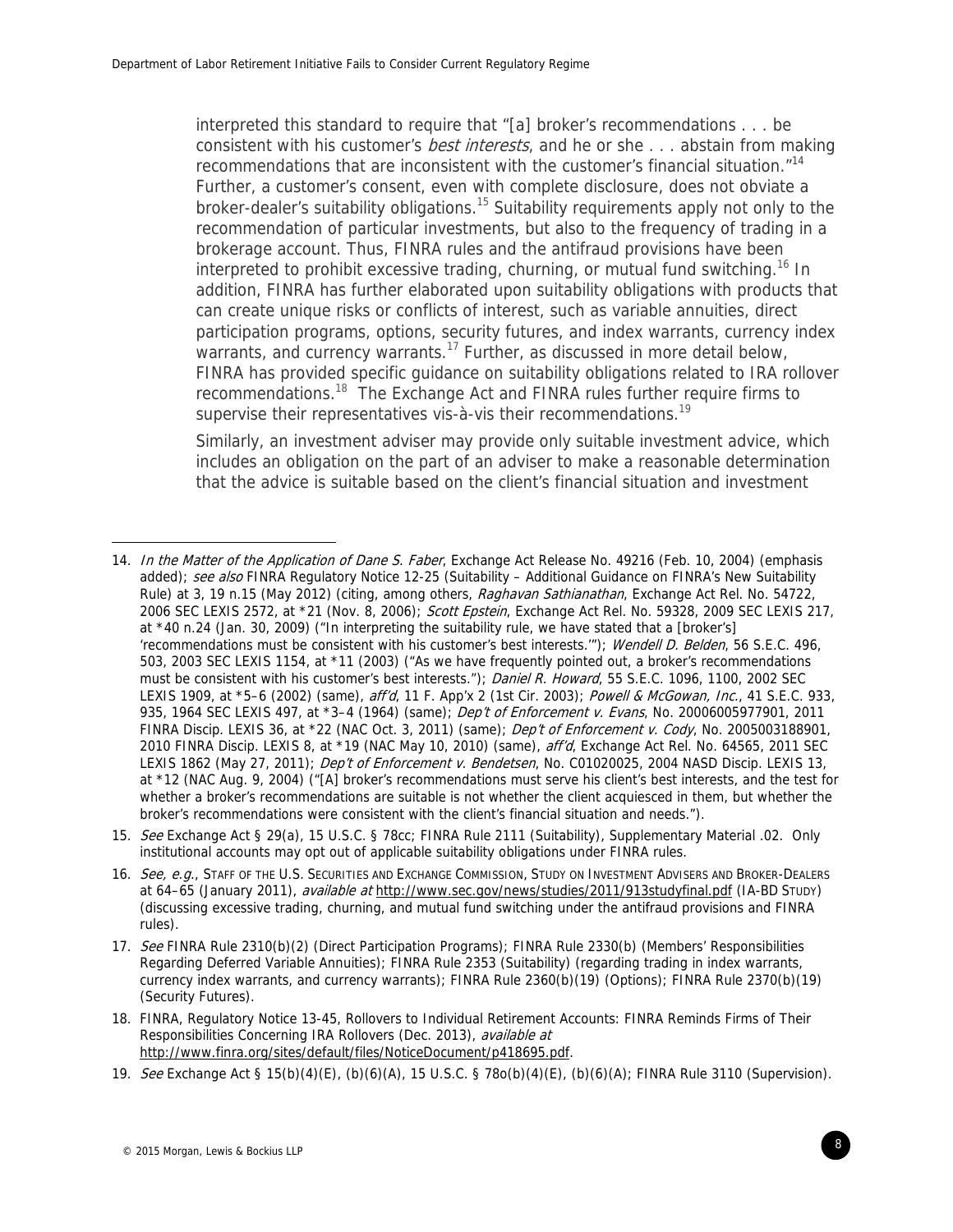interpreted this standard to require that "[a] broker's recommendations . . . be consistent with his customer's *best interests*, and he or she . . . abstain from making recommendations that are inconsistent with the customer's financial situation."[14] Further, a customer's consent, even with complete disclosure, does not obviate a broker-dealer's suitability obligations.[15] Suitability requirements apply not only to the recommendation of particular investments, but also to the frequency of trading in a brokerage account. Thus, FINRA rules and the antifraud provisions have been interpreted to prohibit excessive trading, churning, or mutual fund switching.[16] In addition, FINRA has further elaborated upon suitability obligations with products that can create unique risks or conflicts of interest, such as variable annuities, direct participation programs, options, security futures, and index warrants, currency index warrants, and currency warrants.[17] Further, as discussed in more detail below, FINRA has provided specific guidance on suitability obligations related to IRA rollover recommendations.[18] The Exchange Act and FINRA rules further require firms to supervise their representatives vis-à-vis their recommendations.[19]

Similarly, an investment adviser may provide only suitable investment advice, which includes an obligation on the part of an adviser to make a reasonable determination that the advice is suitable based on the client's financial situation and investment

---

14. *In the Matter of the Application of Dane S. Faber*, Exchange Act Release No. 49216 (Feb. 10, 2004) (emphasis added); *see also* FINRA Regulatory Notice 12-25 (Suitability – Additional Guidance on FINRA's New Suitability Rule) at 3, 19 n.15 (May 2012) (citing, among others, *Raghavan Sathianathan*, Exchange Act Rel. No. 54722, 2006 SEC LEXIS 2572, at *21 (Nov. 8, 2006); *Scott Epstein*, Exchange Act Rel. No. 59328, 2009 SEC LEXIS 217, at *40 n.24 (Jan. 30, 2009) ("In interpreting the suitability rule, we have stated that a [broker's] 'recommendations must be consistent with his customer's best interests.'"); *Wendell D. Belden*, 56 S.E.C. 496, 503, 2003 SEC LEXIS 1154, at *11 (2003) ("As we have frequently pointed out, a broker's recommendations must be consistent with his customer's best interests."); *Daniel R. Howard*, 55 S.E.C. 1096, 1100, 2002 SEC LEXIS 1909, at *5–6 (2002) (same), *aff'd*, 11 F. App'x 2 (1st Cir. 2003); *Powell & McGowan, Inc.*, 41 S.E.C. 933, 935, 1964 SEC LEXIS 497, at *3–4 (1964) (same); *Dep't of Enforcement v. Evans*, No. 20006005977901, 2011 FINRA Discip. LEXIS 36, at *22 (NAC Oct. 3, 2011) (same); *Dep't of Enforcement v. Cody*, No. 2005003188901, 2010 FINRA Discip. LEXIS 8, at *19 (NAC May 10, 2010) (same), *aff'd*, Exchange Act Rel. No. 64565, 2011 SEC LEXIS 1862 (May 27, 2011); *Dep't of Enforcement v. Bendetsen*, No. C01020025, 2004 NASD Discip. LEXIS 13, at *12 (NAC Aug. 9, 2004) ("[A] broker's recommendations must serve his client's best interests, and the test for whether a broker's recommendations are suitable is not whether the client acquiesced in them, but whether the broker's recommendations were consistent with the client's financial situation and needs.").

15. *See* Exchange Act § 29(a), 15 U.S.C. § 78cc; FINRA Rule 2111 (Suitability), Supplementary Material .02. Only institutional accounts may opt out of applicable suitability obligations under FINRA rules.

16. *See, e.g.*, STAFF OF THE U.S. SECURITIES AND EXCHANGE COMMISSION, STUDY ON INVESTMENT ADVISERS AND BROKER-DEALERS at 64–65 (January 2011), *available at* http://www.sec.gov/news/studies/2011/913studyfinal.pdf (IA-BD STUDY) (discussing excessive trading, churning, and mutual fund switching under the antifraud provisions and FINRA rules).

17. *See* FINRA Rule 2310(b)(2) (Direct Participation Programs); FINRA Rule 2330(b) (Members' Responsibilities Regarding Deferred Variable Annuities); FINRA Rule 2353 (Suitability) (regarding trading in index warrants, currency index warrants, and currency warrants); FINRA Rule 2360(b)(19) (Options); FINRA Rule 2370(b)(19) (Security Futures).

18. FINRA, Regulatory Notice 13-45, Rollovers to Individual Retirement Accounts: FINRA Reminds Firms of Their Responsibilities Concerning IRA Rollovers (Dec. 2013), *available at* http://www.finra.org/sites/default/files/NoticeDocument/p418695.pdf.

19. *See* Exchange Act § 15(b)(4)(E), (b)(6)(A), 15 U.S.C. § 78o(b)(4)(E), (b)(6)(A); FINRA Rule 3110 (Supervision).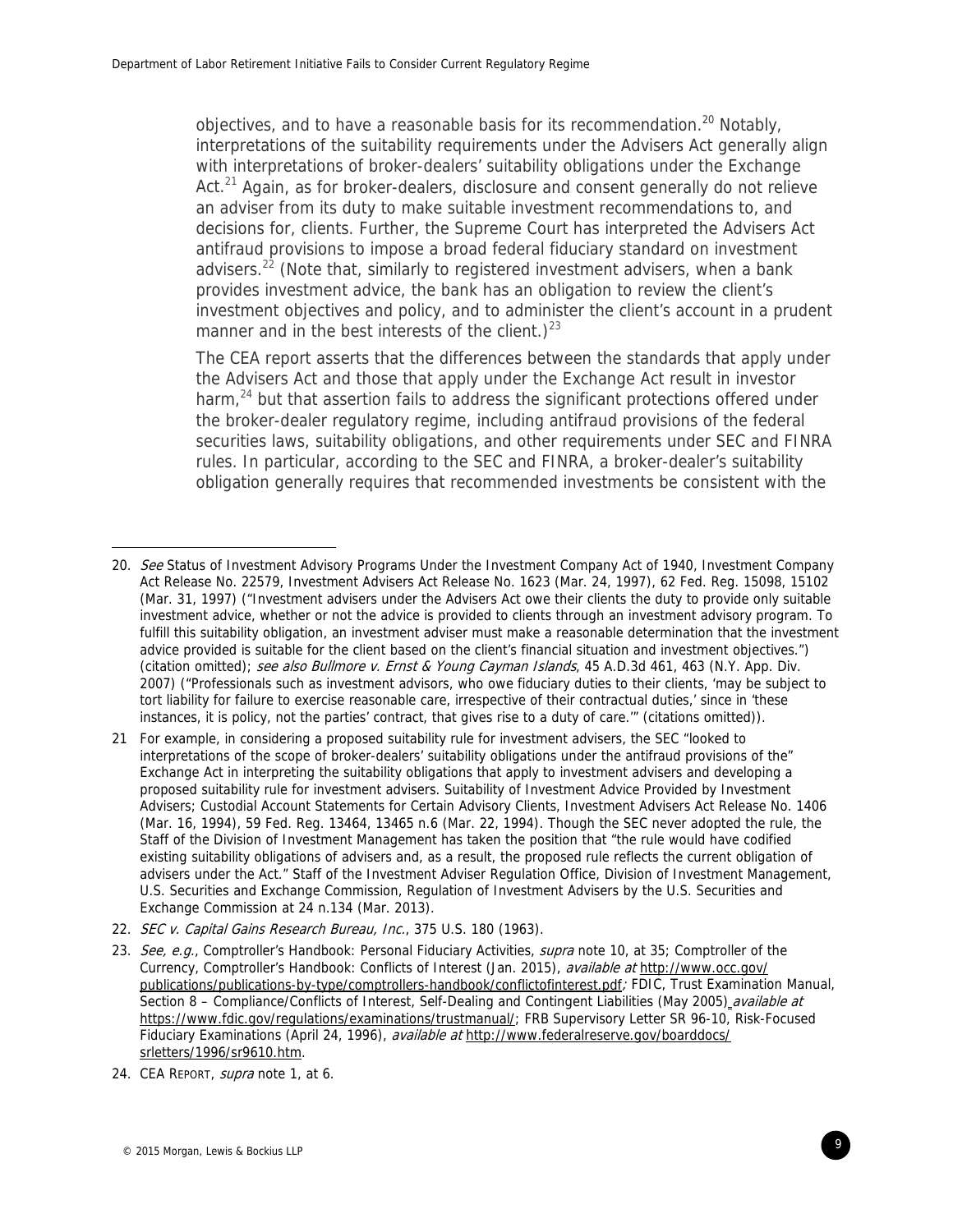objectives, and to have a reasonable basis for its recommendation.[20] Notably, interpretations of the suitability requirements under the Advisers Act generally align with interpretations of broker-dealers' suitability obligations under the Exchange Act.[21] Again, as for broker-dealers, disclosure and consent generally do not relieve an adviser from its duty to make suitable investment recommendations to, and decisions for, clients. Further, the Supreme Court has interpreted the Advisers Act antifraud provisions to impose a broad federal fiduciary standard on investment advisers.[22] (Note that, similarly to registered investment advisers, when a bank provides investment advice, the bank has an obligation to review the client's investment objectives and policy, and to administer the client's account in a prudent manner and in the best interests of the client.)[23]

The CEA report asserts that the differences between the standards that apply under the Advisers Act and those that apply under the Exchange Act result in investor harm,[24] but that assertion fails to address the significant protections offered under the broker-dealer regulatory regime, including antifraud provisions of the federal securities laws, suitability obligations, and other requirements under SEC and FINRA rules. In particular, according to the SEC and FINRA, a broker-dealer's suitability obligation generally requires that recommended investments be consistent with the

---

20. *See* Status of Investment Advisory Programs Under the Investment Company Act of 1940, Investment Company Act Release No. 22579, Investment Advisers Act Release No. 1623 (Mar. 24, 1997), 62 Fed. Reg. 15098, 15102 (Mar. 31, 1997) ("Investment advisers under the Advisers Act owe their clients the duty to provide only suitable investment advice, whether or not the advice is provided to clients through an investment advisory program. To fulfill this suitability obligation, an investment adviser must make a reasonable determination that the investment advice provided is suitable for the client based on the client's financial situation and investment objectives.") (citation omitted); *see also Bullmore v. Ernst & Young Cayman Islands*, 45 A.D.3d 461, 463 (N.Y. App. Div. 2007) ("Professionals such as investment advisors, who owe fiduciary duties to their clients, 'may be subject to tort liability for failure to exercise reasonable care, irrespective of their contractual duties,' since in 'these instances, it is policy, not the parties' contract, that gives rise to a duty of care.'" (citations omitted)).

21 For example, in considering a proposed suitability rule for investment advisers, the SEC "looked to interpretations of the scope of broker-dealers' suitability obligations under the antifraud provisions of the" Exchange Act in interpreting the suitability obligations that apply to investment advisers and developing a proposed suitability rule for investment advisers. Suitability of Investment Advice Provided by Investment Advisers; Custodial Account Statements for Certain Advisory Clients, Investment Advisers Act Release No. 1406 (Mar. 16, 1994), 59 Fed. Reg. 13464, 13465 n.6 (Mar. 22, 1994). Though the SEC never adopted the rule, the Staff of the Division of Investment Management has taken the position that "the rule would have codified existing suitability obligations of advisers and, as a result, the proposed rule reflects the current obligation of advisers under the Act." Staff of the Investment Adviser Regulation Office, Division of Investment Management, U.S. Securities and Exchange Commission, Regulation of Investment Advisers by the U.S. Securities and Exchange Commission at 24 n.134 (Mar. 2013).

22. *SEC v. Capital Gains Research Bureau, Inc.*, 375 U.S. 180 (1963).

23. *See, e.g.*, Comptroller's Handbook: Personal Fiduciary Activities, *supra* note 10, at 35; Comptroller of the Currency, Comptroller's Handbook: Conflicts of Interest (Jan. 2015), *available at* http://www.occ.gov/publications/publications-by-type/comptrollers-handbook/conflictofinterest.pdf; FDIC, Trust Examination Manual, Section 8 – Compliance/Conflicts of Interest, Self-Dealing and Contingent Liabilities (May 2005) *available at* https://www.fdic.gov/regulations/examinations/trustmanual/; FRB Supervisory Letter SR 96-10, Risk-Focused Fiduciary Examinations (April 24, 1996), *available at* http://www.federalreserve.gov/boarddocs/srletters/1996/sr9610.htm.

24. CEA REPORT, *supra* note 1, at 6.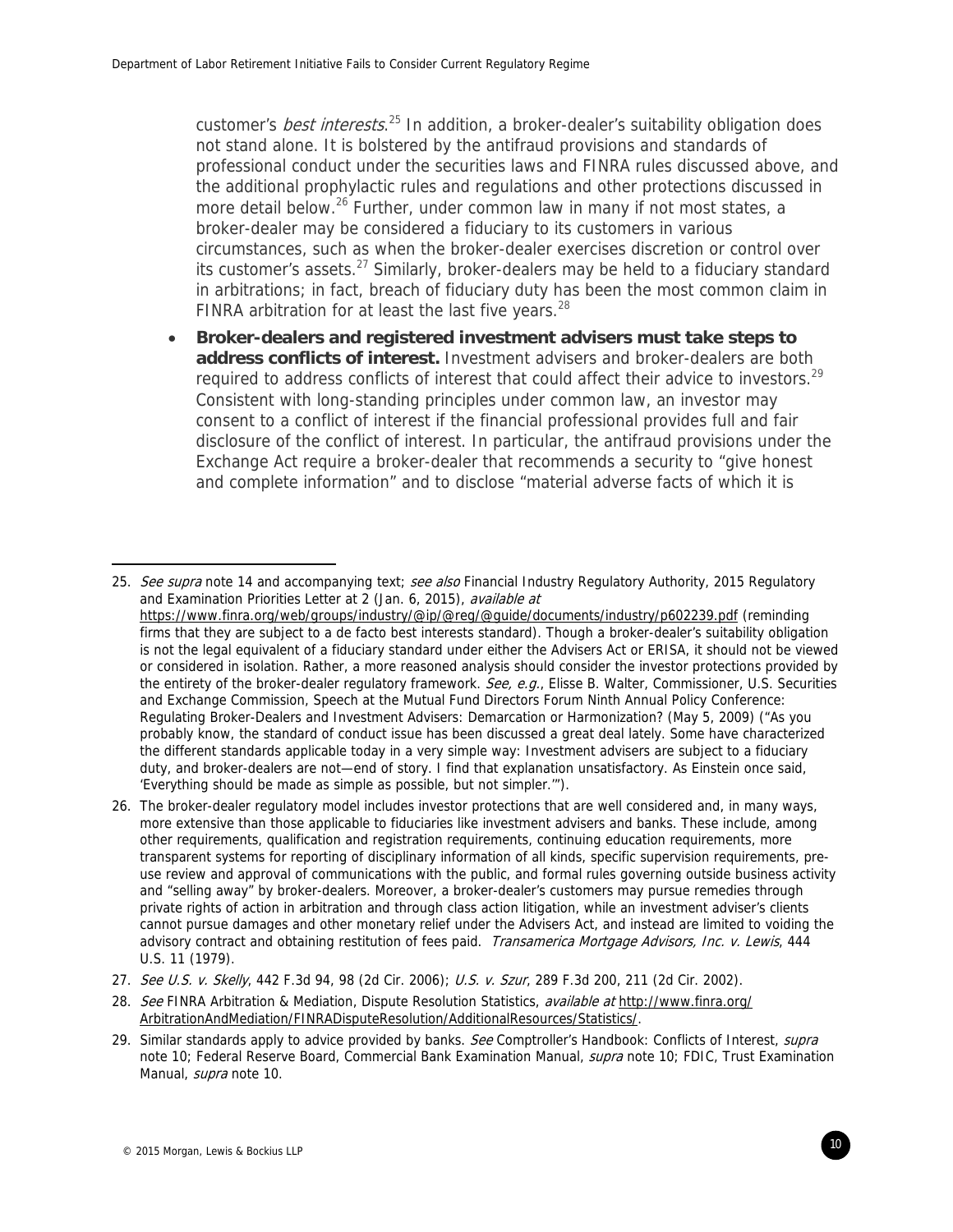customer's *best interests*.[25] In addition, a broker-dealer's suitability obligation does not stand alone. It is bolstered by the antifraud provisions and standards of professional conduct under the securities laws and FINRA rules discussed above, and the additional prophylactic rules and regulations and other protections discussed in more detail below.[26] Further, under common law in many if not most states, a broker-dealer may be considered a fiduciary to its customers in various circumstances, such as when the broker-dealer exercises discretion or control over its customer's assets.[27] Similarly, broker-dealers may be held to a fiduciary standard in arbitrations; in fact, breach of fiduciary duty has been the most common claim in FINRA arbitration for at least the last five years.[28]

- **Broker-dealers and registered investment advisers must take steps to address conflicts of interest.** Investment advisers and broker-dealers are both required to address conflicts of interest that could affect their advice to investors.[29] Consistent with long-standing principles under common law, an investor may consent to a conflict of interest if the financial professional provides full and fair disclosure of the conflict of interest. In particular, the antifraud provisions under the Exchange Act require a broker-dealer that recommends a security to "give honest and complete information" and to disclose "material adverse facts of which it is

---

25. *See supra* note 14 and accompanying text; *see also* Financial Industry Regulatory Authority, 2015 Regulatory and Examination Priorities Letter at 2 (Jan. 6, 2015), *available at* https://www.finra.org/web/groups/industry/@ip/@reg/@guide/documents/industry/p602239.pdf (reminding firms that they are subject to a de facto best interests standard). Though a broker-dealer's suitability obligation is not the legal equivalent of a fiduciary standard under either the Advisers Act or ERISA, it should not be viewed or considered in isolation. Rather, a more reasoned analysis should consider the investor protections provided by the entirety of the broker-dealer regulatory framework. *See, e.g.*, Elisse B. Walter, Commissioner, U.S. Securities and Exchange Commission, Speech at the Mutual Fund Directors Forum Ninth Annual Policy Conference: Regulating Broker-Dealers and Investment Advisers: Demarcation or Harmonization? (May 5, 2009) ("As you probably know, the standard of conduct issue has been discussed a great deal lately. Some have characterized the different standards applicable today in a very simple way: Investment advisers are subject to a fiduciary duty, and broker-dealers are not—end of story. I find that explanation unsatisfactory. As Einstein once said, 'Everything should be made as simple as possible, but not simpler.'").

26. The broker-dealer regulatory model includes investor protections that are well considered and, in many ways, more extensive than those applicable to fiduciaries like investment advisers and banks. These include, among other requirements, qualification and registration requirements, continuing education requirements, more transparent systems for reporting of disciplinary information of all kinds, specific supervision requirements, pre-use review and approval of communications with the public, and formal rules governing outside business activity and "selling away" by broker-dealers. Moreover, a broker-dealer's customers may pursue remedies through private rights of action in arbitration and through class action litigation, while an investment adviser's clients cannot pursue damages and other monetary relief under the Advisers Act, and instead are limited to voiding the advisory contract and obtaining restitution of fees paid. *Transamerica Mortgage Advisors, Inc. v. Lewis*, 444 U.S. 11 (1979).

27. *See U.S. v. Skelly*, 442 F.3d 94, 98 (2d Cir. 2006); *U.S. v. Szur*, 289 F.3d 200, 211 (2d Cir. 2002).

28. *See* FINRA Arbitration & Mediation, Dispute Resolution Statistics, *available at* http://www.finra.org/ArbitrationAndMediation/FINRADisputeResolution/AdditionalResources/Statistics/.

29. Similar standards apply to advice provided by banks. *See* Comptroller's Handbook: Conflicts of Interest, *supra* note 10; Federal Reserve Board, Commercial Bank Examination Manual, *supra* note 10; FDIC, Trust Examination Manual, *supra* note 10.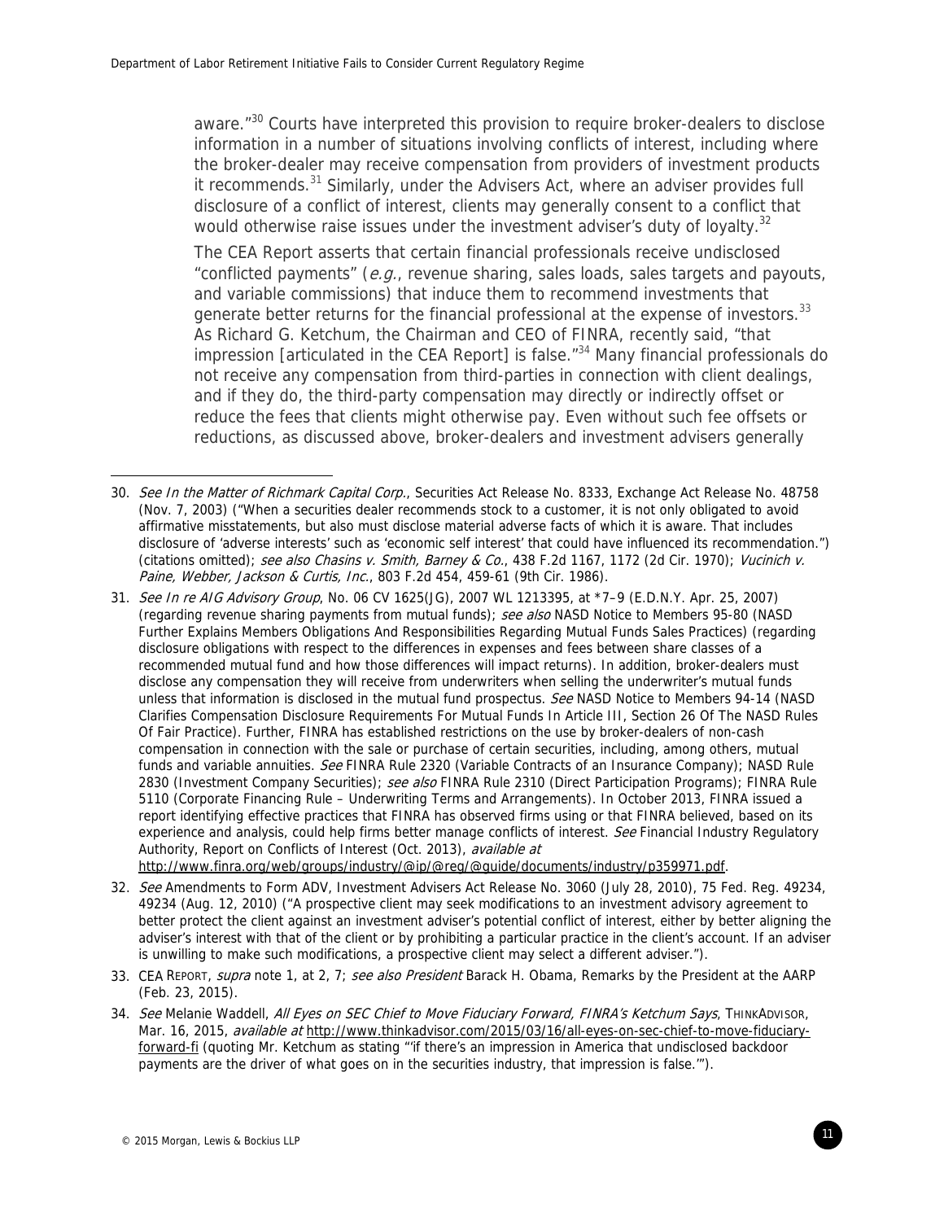aware."[30] Courts have interpreted this provision to require broker-dealers to disclose information in a number of situations involving conflicts of interest, including where the broker-dealer may receive compensation from providers of investment products it recommends.[31] Similarly, under the Advisers Act, where an adviser provides full disclosure of a conflict of interest, clients may generally consent to a conflict that would otherwise raise issues under the investment adviser's duty of loyalty.[32]

The CEA Report asserts that certain financial professionals receive undisclosed "conflicted payments" (*e.g.*, revenue sharing, sales loads, sales targets and payouts, and variable commissions) that induce them to recommend investments that generate better returns for the financial professional at the expense of investors.[33] As Richard G. Ketchum, the Chairman and CEO of FINRA, recently said, "that impression [articulated in the CEA Report] is false."[34] Many financial professionals do not receive any compensation from third-parties in connection with client dealings, and if they do, the third-party compensation may directly or indirectly offset or reduce the fees that clients might otherwise pay. Even without such fee offsets or reductions, as discussed above, broker-dealers and investment advisers generally

---

30. *See In the Matter of Richmark Capital Corp.*, Securities Act Release No. 8333, Exchange Act Release No. 48758 (Nov. 7, 2003) ("When a securities dealer recommends stock to a customer, it is not only obligated to avoid affirmative misstatements, but also must disclose material adverse facts of which it is aware. That includes disclosure of 'adverse interests' such as 'economic self interest' that could have influenced its recommendation.") (citations omitted); *see also Chasins v. Smith, Barney & Co.*, 438 F.2d 1167, 1172 (2d Cir. 1970); *Vucinich v. Paine, Webber, Jackson & Curtis, Inc.*, 803 F.2d 454, 459-61 (9th Cir. 1986).

31. *See In re AIG Advisory Group*, No. 06 CV 1625(JG), 2007 WL 1213395, at *7–9 (E.D.N.Y. Apr. 25, 2007) (regarding revenue sharing payments from mutual funds); *see also* NASD Notice to Members 95-80 (NASD Further Explains Members Obligations And Responsibilities Regarding Mutual Funds Sales Practices) (regarding disclosure obligations with respect to the differences in expenses and fees between share classes of a recommended mutual fund and how those differences will impact returns). In addition, broker-dealers must disclose any compensation they will receive from underwriters when selling the underwriter's mutual funds unless that information is disclosed in the mutual fund prospectus. *See* NASD Notice to Members 94-14 (NASD Clarifies Compensation Disclosure Requirements For Mutual Funds In Article III, Section 26 Of The NASD Rules Of Fair Practice). Further, FINRA has established restrictions on the use by broker-dealers of non-cash compensation in connection with the sale or purchase of certain securities, including, among others, mutual funds and variable annuities. *See* FINRA Rule 2320 (Variable Contracts of an Insurance Company); NASD Rule 2830 (Investment Company Securities); *see also* FINRA Rule 2310 (Direct Participation Programs); FINRA Rule 5110 (Corporate Financing Rule – Underwriting Terms and Arrangements). In October 2013, FINRA issued a report identifying effective practices that FINRA has observed firms using or that FINRA believed, based on its experience and analysis, could help firms better manage conflicts of interest. *See* Financial Industry Regulatory Authority, Report on Conflicts of Interest (Oct. 2013), *available at* http://www.finra.org/web/groups/industry/@ip/@reg/@guide/documents/industry/p359971.pdf.

32. *See* Amendments to Form ADV, Investment Advisers Act Release No. 3060 (July 28, 2010), 75 Fed. Reg. 49234, 49234 (Aug. 12, 2010) ("A prospective client may seek modifications to an investment advisory agreement to better protect the client against an investment adviser's potential conflict of interest, either by better aligning the adviser's interest with that of the client or by prohibiting a particular practice in the client's account. If an adviser is unwilling to make such modifications, a prospective client may select a different adviser.").

33. CEA REPORT, *supra* note 1, at 2, 7; *see also President* Barack H. Obama, Remarks by the President at the AARP (Feb. 23, 2015).

34. *See* Melanie Waddell, *All Eyes on SEC Chief to Move Fiduciary Forward, FINRA's Ketchum Says*, THINKADVISOR, Mar. 16, 2015, *available at* http://www.thinkadvisor.com/2015/03/16/all-eyes-on-sec-chief-to-move-fiduciary-forward-fi (quoting Mr. Ketchum as stating "'if there's an impression in America that undisclosed backdoor payments are the driver of what goes on in the securities industry, that impression is false.'").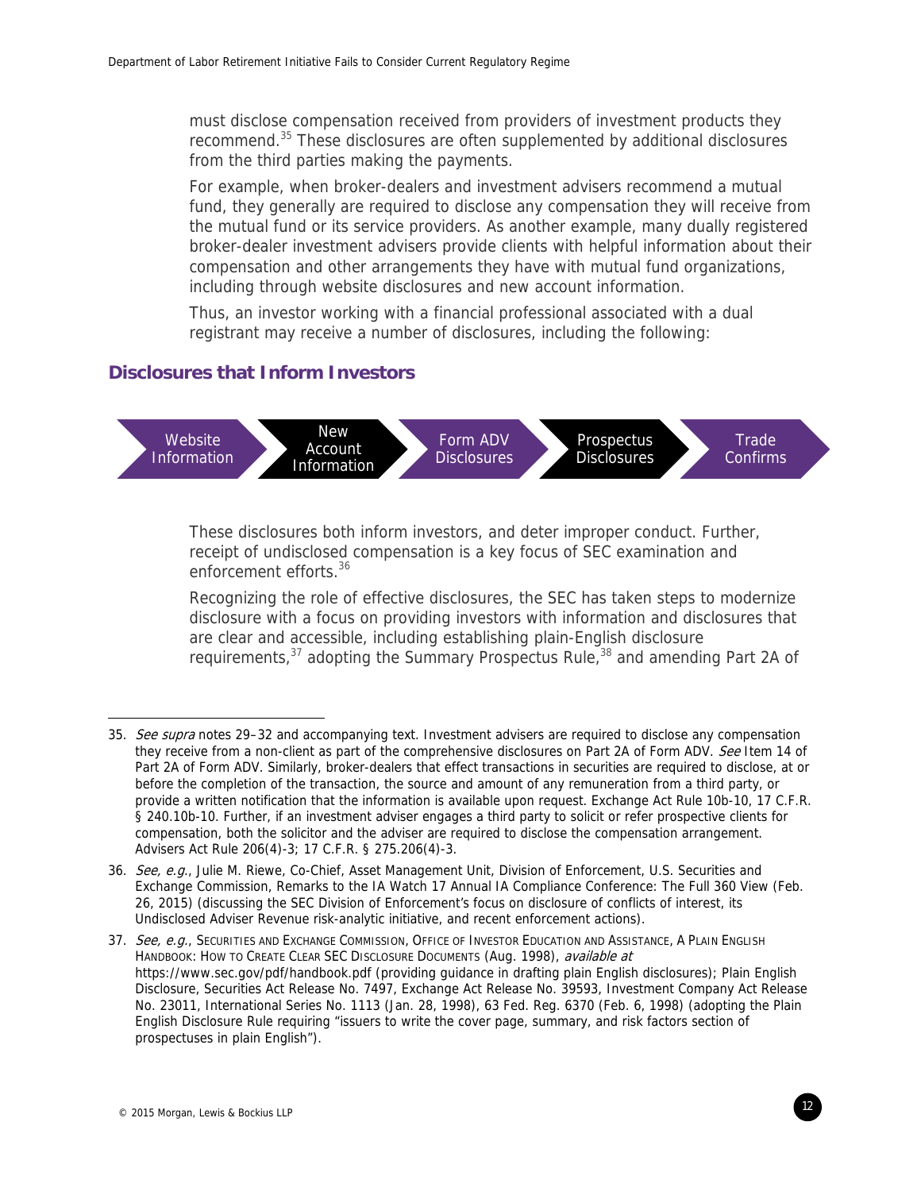must disclose compensation received from providers of investment products they recommend.[35] These disclosures are often supplemented by additional disclosures from the third parties making the payments.

For example, when broker-dealers and investment advisers recommend a mutual fund, they generally are required to disclose any compensation they will receive from the mutual fund or its service providers. As another example, many dually registered broker-dealer investment advisers provide clients with helpful information about their compensation and other arrangements they have with mutual fund organizations, including through website disclosures and new account information.

Thus, an investor working with a financial professional associated with a dual registrant may receive a number of disclosures, including the following:

## Disclosures that Inform Investors

Website Information → New Account Information → Form ADV Disclosures → Prospectus Disclosures → Trade Confirms

These disclosures both inform investors, and deter improper conduct. Further, receipt of undisclosed compensation is a key focus of SEC examination and enforcement efforts.[36]

Recognizing the role of effective disclosures, the SEC has taken steps to modernize disclosure with a focus on providing investors with information and disclosures that are clear and accessible, including establishing plain-English disclosure requirements,[37] adopting the Summary Prospectus Rule,[38] and amending Part 2A of

---

35. *See supra* notes 29–32 and accompanying text. Investment advisers are required to disclose any compensation they receive from a non-client as part of the comprehensive disclosures on Part 2A of Form ADV. *See* Item 14 of Part 2A of Form ADV. Similarly, broker-dealers that effect transactions in securities are required to disclose, at or before the completion of the transaction, the source and amount of any remuneration from a third party, or provide a written notification that the information is available upon request. Exchange Act Rule 10b-10, 17 C.F.R. § 240.10b-10. Further, if an investment adviser engages a third party to solicit or refer prospective clients for compensation, both the solicitor and the adviser are required to disclose the compensation arrangement. Advisers Act Rule 206(4)-3; 17 C.F.R. § 275.206(4)-3.

36. *See, e.g.*, Julie M. Riewe, Co-Chief, Asset Management Unit, Division of Enforcement, U.S. Securities and Exchange Commission, Remarks to the IA Watch 17 Annual IA Compliance Conference: The Full 360 View (Feb. 26, 2015) (discussing the SEC Division of Enforcement's focus on disclosure of conflicts of interest, its Undisclosed Adviser Revenue risk-analytic initiative, and recent enforcement actions).

37. *See, e.g.*, SECURITIES AND EXCHANGE COMMISSION, OFFICE OF INVESTOR EDUCATION AND ASSISTANCE, A PLAIN ENGLISH HANDBOOK: HOW TO CREATE CLEAR SEC DISCLOSURE DOCUMENTS (Aug. 1998), *available at* https://www.sec.gov/pdf/handbook.pdf (providing guidance in drafting plain English disclosures); Plain English Disclosure, Securities Act Release No. 7497, Exchange Act Release No. 39593, Investment Company Act Release No. 23011, International Series No. 1113 (Jan. 28, 1998), 63 Fed. Reg. 6370 (Feb. 6, 1998) (adopting the Plain English Disclosure Rule requiring "issuers to write the cover page, summary, and risk factors section of prospectuses in plain English").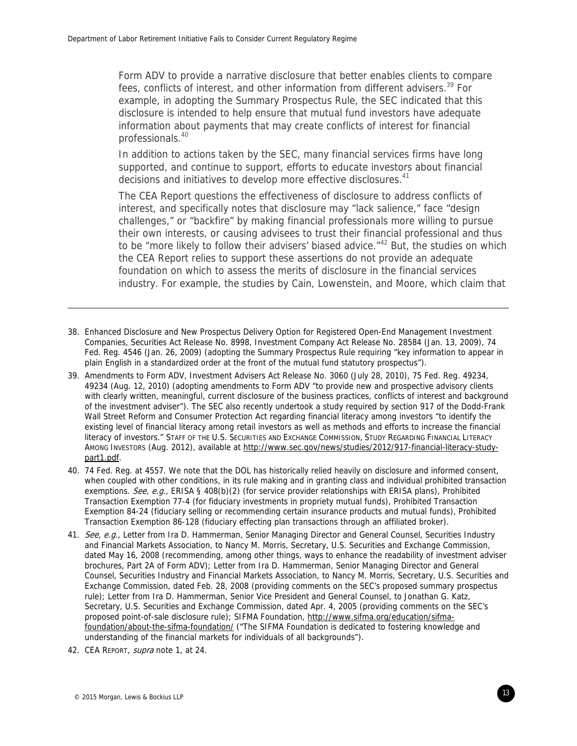Form ADV to provide a narrative disclosure that better enables clients to compare fees, conflicts of interest, and other information from different advisers.[39] For example, in adopting the Summary Prospectus Rule, the SEC indicated that this disclosure is intended to help ensure that mutual fund investors have adequate information about payments that may create conflicts of interest for financial professionals.[40]

In addition to actions taken by the SEC, many financial services firms have long supported, and continue to support, efforts to educate investors about financial decisions and initiatives to develop more effective disclosures.[41]

The CEA Report questions the effectiveness of disclosure to address conflicts of interest, and specifically notes that disclosure may "lack salience," face "design challenges," or "backfire" by making financial professionals more willing to pursue their own interests, or causing advisees to trust their financial professional and thus to be "more likely to follow their advisers' biased advice."[42] But, the studies on which the CEA Report relies to support these assertions do not provide an adequate foundation on which to assess the merits of disclosure in the financial services industry. For example, the studies by Cain, Lowenstein, and Moore, which claim that

---

38. Enhanced Disclosure and New Prospectus Delivery Option for Registered Open-End Management Investment Companies, Securities Act Release No. 8998, Investment Company Act Release No. 28584 (Jan. 13, 2009), 74 Fed. Reg. 4546 (Jan. 26, 2009) (adopting the Summary Prospectus Rule requiring "key information to appear in plain English in a standardized order at the front of the mutual fund statutory prospectus").

39. Amendments to Form ADV, Investment Advisers Act Release No. 3060 (July 28, 2010), 75 Fed. Reg. 49234, 49234 (Aug. 12, 2010) (adopting amendments to Form ADV "to provide new and prospective advisory clients with clearly written, meaningful, current disclosure of the business practices, conflicts of interest and background of the investment adviser"). The SEC also recently undertook a study required by section 917 of the Dodd-Frank Wall Street Reform and Consumer Protection Act regarding financial literacy among investors "to identify the existing level of financial literacy among retail investors as well as methods and efforts to increase the financial literacy of investors." STAFF OF THE U.S. SECURITIES AND EXCHANGE COMMISSION, STUDY REGARDING FINANCIAL LITERACY AMONG INVESTORS (Aug. 2012), available at http://www.sec.gov/news/studies/2012/917-financial-literacy-study-part1.pdf.

40. 74 Fed. Reg. at 4557. We note that the DOL has historically relied heavily on disclosure and informed consent, when coupled with other conditions, in its rule making and in granting class and individual prohibited transaction exemptions. *See, e.g.,* ERISA § 408(b)(2) (for service provider relationships with ERISA plans), Prohibited Transaction Exemption 77-4 (for fiduciary investments in propriety mutual funds), Prohibited Transaction Exemption 84-24 (fiduciary selling or recommending certain insurance products and mutual funds), Prohibited Transaction Exemption 86-128 (fiduciary effecting plan transactions through an affiliated broker).

41. *See, e.g.,* Letter from Ira D. Hammerman, Senior Managing Director and General Counsel, Securities Industry and Financial Markets Association, to Nancy M. Morris, Secretary, U.S. Securities and Exchange Commission, dated May 16, 2008 (recommending, among other things, ways to enhance the readability of investment adviser brochures, Part 2A of Form ADV); Letter from Ira D. Hammerman, Senior Managing Director and General Counsel, Securities Industry and Financial Markets Association, to Nancy M. Morris, Secretary, U.S. Securities and Exchange Commission, dated Feb. 28, 2008 (providing comments on the SEC's proposed summary prospectus rule); Letter from Ira D. Hammerman, Senior Vice President and General Counsel, to Jonathan G. Katz, Secretary, U.S. Securities and Exchange Commission, dated Apr. 4, 2005 (providing comments on the SEC's proposed point-of-sale disclosure rule); SIFMA Foundation, http://www.sifma.org/education/sifma-foundation/about-the-sifma-foundation/ ("The SIFMA Foundation is dedicated to fostering knowledge and understanding of the financial markets for individuals of all backgrounds").

42. CEA REPORT, *supra* note 1, at 24.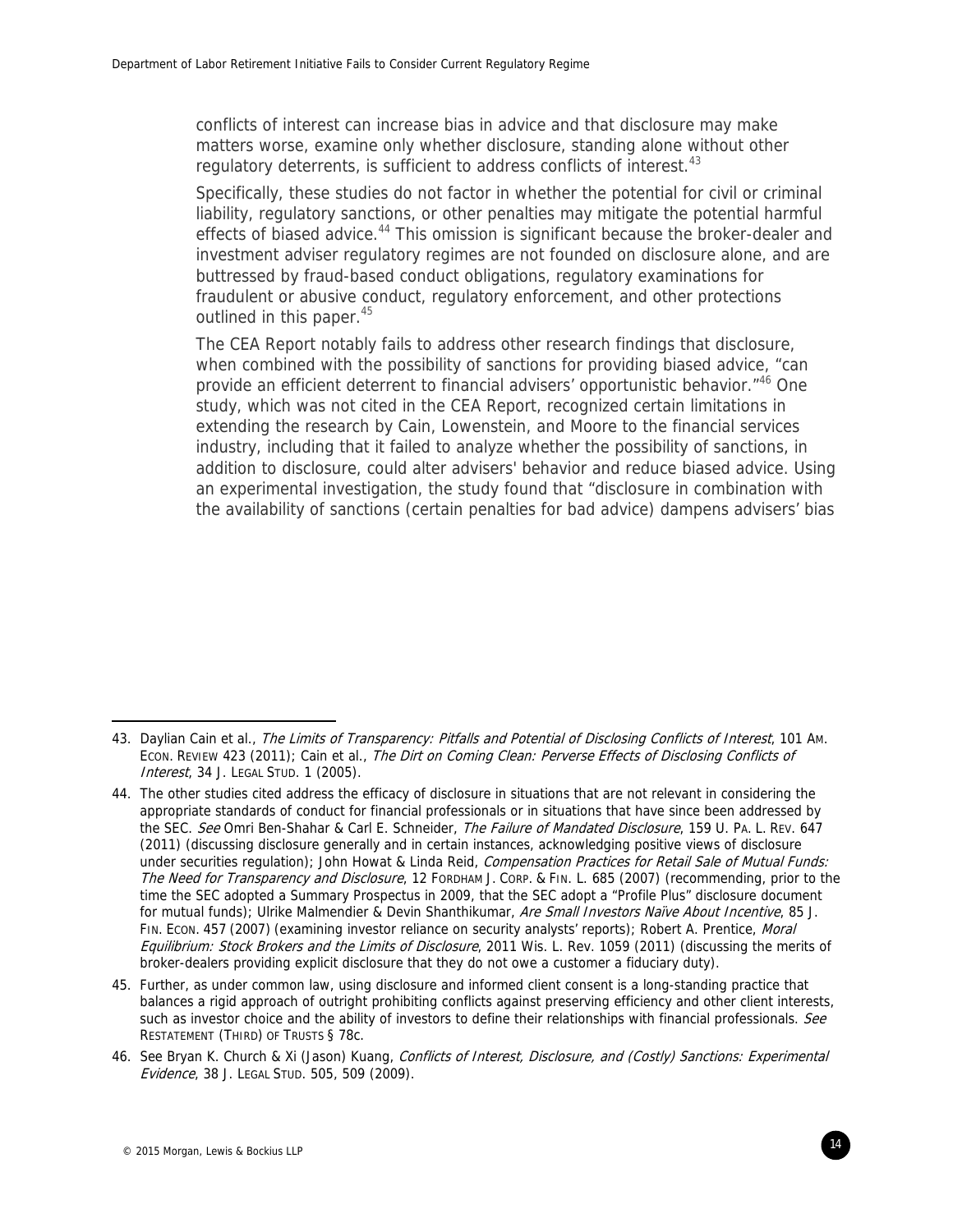conflicts of interest can increase bias in advice and that disclosure may make matters worse, examine only whether disclosure, standing alone without other regulatory deterrents, is sufficient to address conflicts of interest.[43]

Specifically, these studies do not factor in whether the potential for civil or criminal liability, regulatory sanctions, or other penalties may mitigate the potential harmful effects of biased advice.[44] This omission is significant because the broker-dealer and investment adviser regulatory regimes are not founded on disclosure alone, and are buttressed by fraud-based conduct obligations, regulatory examinations for fraudulent or abusive conduct, regulatory enforcement, and other protections outlined in this paper.[45]

The CEA Report notably fails to address other research findings that disclosure, when combined with the possibility of sanctions for providing biased advice, "can provide an efficient deterrent to financial advisers' opportunistic behavior."[46] One study, which was not cited in the CEA Report, recognized certain limitations in extending the research by Cain, Lowenstein, and Moore to the financial services industry, including that it failed to analyze whether the possibility of sanctions, in addition to disclosure, could alter advisers' behavior and reduce biased advice. Using an experimental investigation, the study found that "disclosure in combination with the availability of sanctions (certain penalties for bad advice) dampens advisers' bias

---

43. Daylian Cain et al., *The Limits of Transparency: Pitfalls and Potential of Disclosing Conflicts of Interest*, 101 AM. ECON. REVIEW 423 (2011); Cain et al., *The Dirt on Coming Clean: Perverse Effects of Disclosing Conflicts of Interest*, 34 J. LEGAL STUD. 1 (2005).

44. The other studies cited address the efficacy of disclosure in situations that are not relevant in considering the appropriate standards of conduct for financial professionals or in situations that have since been addressed by the SEC. *See* Omri Ben-Shahar & Carl E. Schneider, *The Failure of Mandated Disclosure*, 159 U. PA. L. REV. 647 (2011) (discussing disclosure generally and in certain instances, acknowledging positive views of disclosure under securities regulation); John Howat & Linda Reid, *Compensation Practices for Retail Sale of Mutual Funds: The Need for Transparency and Disclosure*, 12 FORDHAM J. CORP. & FIN. L. 685 (2007) (recommending, prior to the time the SEC adopted a Summary Prospectus in 2009, that the SEC adopt a "Profile Plus" disclosure document for mutual funds); Ulrike Malmendier & Devin Shanthikumar, *Are Small Investors Naïve About Incentive*, 85 J. FIN. ECON. 457 (2007) (examining investor reliance on security analysts' reports); Robert A. Prentice, *Moral Equilibrium: Stock Brokers and the Limits of Disclosure*, 2011 Wis. L. Rev. 1059 (2011) (discussing the merits of broker-dealers providing explicit disclosure that they do not owe a customer a fiduciary duty).

45. Further, as under common law, using disclosure and informed client consent is a long-standing practice that balances a rigid approach of outright prohibiting conflicts against preserving efficiency and other client interests, such as investor choice and the ability of investors to define their relationships with financial professionals. *See* RESTATEMENT (THIRD) OF TRUSTS § 78c.

46. See Bryan K. Church & Xi (Jason) Kuang, *Conflicts of Interest, Disclosure, and (Costly) Sanctions: Experimental Evidence*, 38 J. LEGAL STUD. 505, 509 (2009).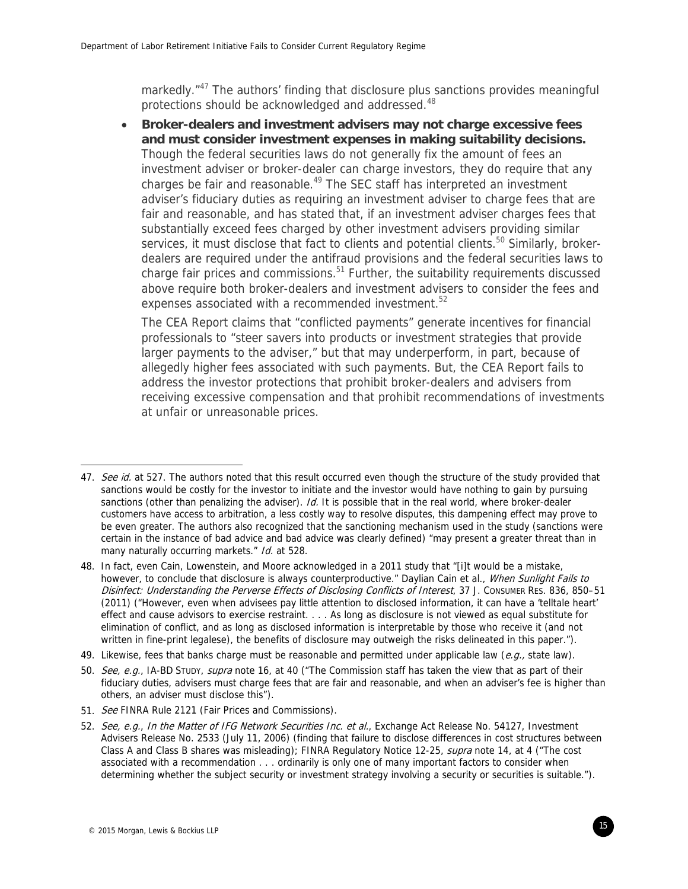markedly."[47] The authors' finding that disclosure plus sanctions provides meaningful protections should be acknowledged and addressed.[48]

- **Broker-dealers and investment advisers may not charge excessive fees and must consider investment expenses in making suitability decisions.** Though the federal securities laws do not generally fix the amount of fees an investment adviser or broker-dealer can charge investors, they do require that any charges be fair and reasonable.[49] The SEC staff has interpreted an investment adviser's fiduciary duties as requiring an investment adviser to charge fees that are fair and reasonable, and has stated that, if an investment adviser charges fees that substantially exceed fees charged by other investment advisers providing similar services, it must disclose that fact to clients and potential clients.[50] Similarly, broker-dealers are required under the antifraud provisions and the federal securities laws to charge fair prices and commissions.[51] Further, the suitability requirements discussed above require both broker-dealers and investment advisers to consider the fees and expenses associated with a recommended investment.[52]

  The CEA Report claims that "conflicted payments" generate incentives for financial professionals to "steer savers into products or investment strategies that provide larger payments to the adviser," but that may underperform, in part, because of allegedly higher fees associated with such payments. But, the CEA Report fails to address the investor protections that prohibit broker-dealers and advisers from receiving excessive compensation and that prohibit recommendations of investments at unfair or unreasonable prices.

---

47. *See id.* at 527. The authors noted that this result occurred even though the structure of the study provided that sanctions would be costly for the investor to initiate and the investor would have nothing to gain by pursuing sanctions (other than penalizing the adviser). *Id.* It is possible that in the real world, where broker-dealer customers have access to arbitration, a less costly way to resolve disputes, this dampening effect may prove to be even greater. The authors also recognized that the sanctioning mechanism used in the study (sanctions were certain in the instance of bad advice and bad advice was clearly defined) "may present a greater threat than in many naturally occurring markets." *Id.* at 528.

48. In fact, even Cain, Lowenstein, and Moore acknowledged in a 2011 study that "[i]t would be a mistake, however, to conclude that disclosure is always counterproductive." Daylian Cain et al., *When Sunlight Fails to Disinfect: Understanding the Perverse Effects of Disclosing Conflicts of Interest*, 37 J. CONSUMER RES. 836, 850–51 (2011) ("However, even when advisees pay little attention to disclosed information, it can have a 'telltale heart' effect and cause advisors to exercise restraint. . . . As long as disclosure is not viewed as equal substitute for elimination of conflict, and as long as disclosed information is interpretable by those who receive it (and not written in fine-print legalese), the benefits of disclosure may outweigh the risks delineated in this paper.").

49. Likewise, fees that banks charge must be reasonable and permitted under applicable law (*e.g.,* state law).

50. *See, e.g.*, IA-BD STUDY, *supra* note 16, at 40 ("The Commission staff has taken the view that as part of their fiduciary duties, advisers must charge fees that are fair and reasonable, and when an adviser's fee is higher than others, an adviser must disclose this").

51. *See* FINRA Rule 2121 (Fair Prices and Commissions).

52. *See, e.g.*, *In the Matter of IFG Network Securities Inc. et al.*, Exchange Act Release No. 54127, Investment Advisers Release No. 2533 (July 11, 2006) (finding that failure to disclose differences in cost structures between Class A and Class B shares was misleading); FINRA Regulatory Notice 12-25, *supra* note 14, at 4 ("The cost associated with a recommendation . . . ordinarily is only one of many important factors to consider when determining whether the subject security or investment strategy involving a security or securities is suitable.").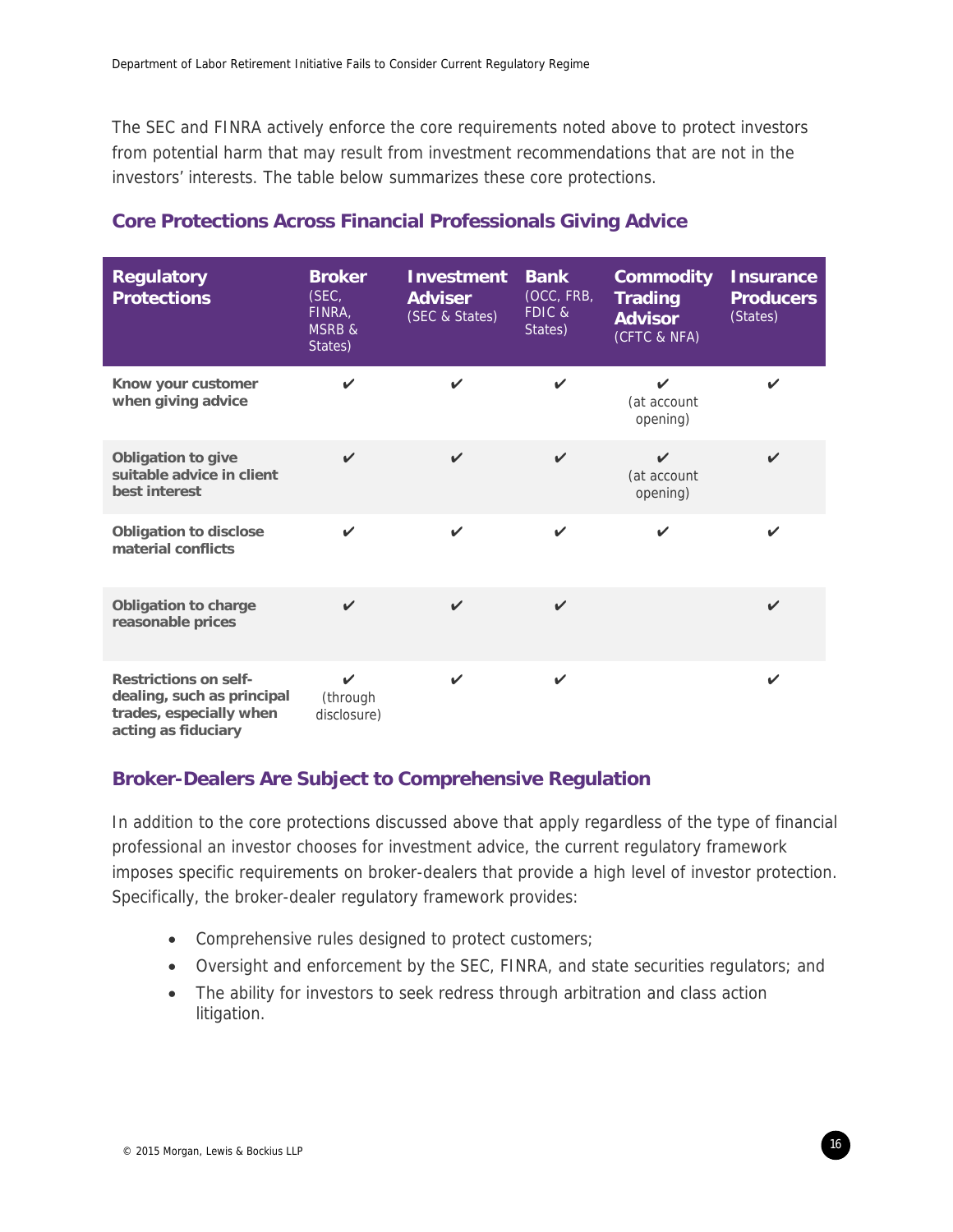The SEC and FINRA actively enforce the core requirements noted above to protect investors from potential harm that may result from investment recommendations that are not in the investors' interests. The table below summarizes these core protections.

### Core Protections Across Financial Professionals Giving Advice

| Regulatory Protections | Broker (SEC, FINRA, MSRB & States) | Investment Adviser (SEC & States) | Bank (OCC, FRB, FDIC & States) | Commodity Trading Advisor (CFTC & NFA) | Insurance Producers (States) |
|---|---|---|---|---|---|
| **Know your customer when giving advice** | ✔ | ✔ | ✔ | ✔ (at account opening) | ✔ |
| **Obligation to give suitable advice in client best interest** | ✔ | ✔ | ✔ | ✔ (at account opening) | ✔ |
| **Obligation to disclose material conflicts** | ✔ | ✔ | ✔ | ✔ | ✔ |
| **Obligation to charge reasonable prices** | ✔ | ✔ | ✔ | | ✔ |
| **Restrictions on self-dealing, such as principal trades, especially when acting as fiduciary** | ✔ (through disclosure) | ✔ | ✔ | | ✔ |

### Broker-Dealers Are Subject to Comprehensive Regulation

In addition to the core protections discussed above that apply regardless of the type of financial professional an investor chooses for investment advice, the current regulatory framework imposes specific requirements on broker-dealers that provide a high level of investor protection. Specifically, the broker-dealer regulatory framework provides:

- Comprehensive rules designed to protect customers;
- Oversight and enforcement by the SEC, FINRA, and state securities regulators; and
- The ability for investors to seek redress through arbitration and class action litigation.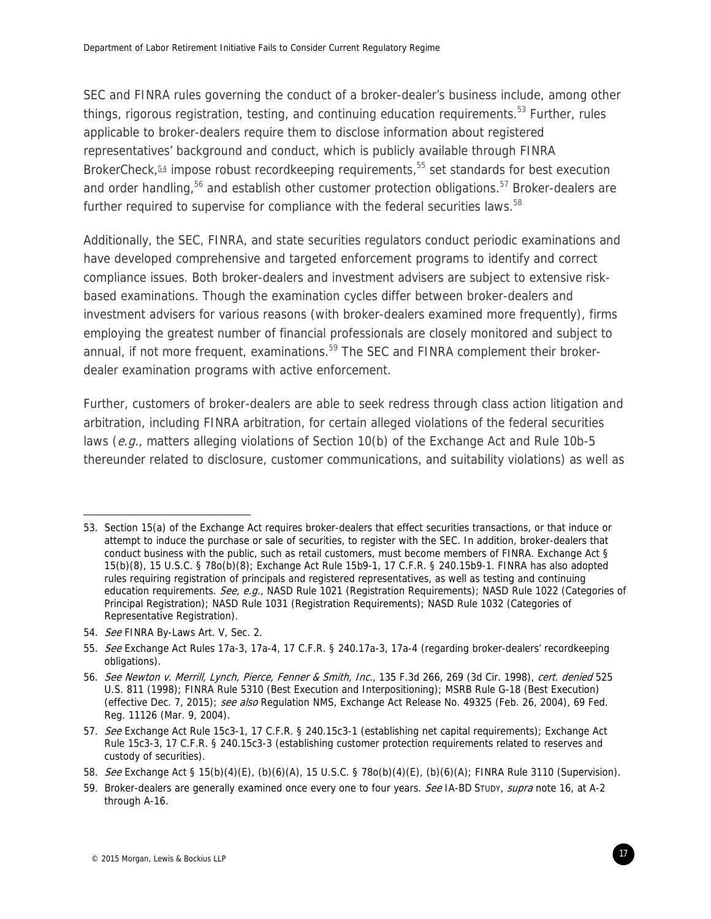SEC and FINRA rules governing the conduct of a broker-dealer's business include, among other things, rigorous registration, testing, and continuing education requirements.[53] Further, rules applicable to broker-dealers require them to disclose information about registered representatives' background and conduct, which is publicly available through FINRA BrokerCheck,[54] impose robust recordkeeping requirements,[55] set standards for best execution and order handling,[56] and establish other customer protection obligations.[57] Broker-dealers are further required to supervise for compliance with the federal securities laws.[58]

Additionally, the SEC, FINRA, and state securities regulators conduct periodic examinations and have developed comprehensive and targeted enforcement programs to identify and correct compliance issues. Both broker-dealers and investment advisers are subject to extensive risk-based examinations. Though the examination cycles differ between broker-dealers and investment advisers for various reasons (with broker-dealers examined more frequently), firms employing the greatest number of financial professionals are closely monitored and subject to annual, if not more frequent, examinations.[59] The SEC and FINRA complement their broker-dealer examination programs with active enforcement.

Further, customers of broker-dealers are able to seek redress through class action litigation and arbitration, including FINRA arbitration, for certain alleged violations of the federal securities laws (*e.g.*, matters alleging violations of Section 10(b) of the Exchange Act and Rule 10b-5 thereunder related to disclosure, customer communications, and suitability violations) as well as

---

53. Section 15(a) of the Exchange Act requires broker-dealers that effect securities transactions, or that induce or attempt to induce the purchase or sale of securities, to register with the SEC. In addition, broker-dealers that conduct business with the public, such as retail customers, must become members of FINRA. Exchange Act § 15(b)(8), 15 U.S.C. § 78o(b)(8); Exchange Act Rule 15b9-1, 17 C.F.R. § 240.15b9-1. FINRA has also adopted rules requiring registration of principals and registered representatives, as well as testing and continuing education requirements. *See, e.g.*, NASD Rule 1021 (Registration Requirements); NASD Rule 1022 (Categories of Principal Registration); NASD Rule 1031 (Registration Requirements); NASD Rule 1032 (Categories of Representative Registration).

54. *See* FINRA By-Laws Art. V, Sec. 2.

55. *See* Exchange Act Rules 17a-3, 17a-4, 17 C.F.R. § 240.17a-3, 17a-4 (regarding broker-dealers' recordkeeping obligations).

56. *See Newton v. Merrill, Lynch, Pierce, Fenner & Smith, Inc.*, 135 F.3d 266, 269 (3d Cir. 1998), *cert. denied* 525 U.S. 811 (1998); FINRA Rule 5310 (Best Execution and Interpositioning); MSRB Rule G-18 (Best Execution) (effective Dec. 7, 2015); *see also* Regulation NMS, Exchange Act Release No. 49325 (Feb. 26, 2004), 69 Fed. Reg. 11126 (Mar. 9, 2004).

57. *See* Exchange Act Rule 15c3-1, 17 C.F.R. § 240.15c3-1 (establishing net capital requirements); Exchange Act Rule 15c3-3, 17 C.F.R. § 240.15c3-3 (establishing customer protection requirements related to reserves and custody of securities).

58. *See* Exchange Act § 15(b)(4)(E), (b)(6)(A), 15 U.S.C. § 78o(b)(4)(E), (b)(6)(A); FINRA Rule 3110 (Supervision).

59. Broker-dealers are generally examined once every one to four years. *See* IA-BD STUDY, *supra* note 16, at A-2 through A-16.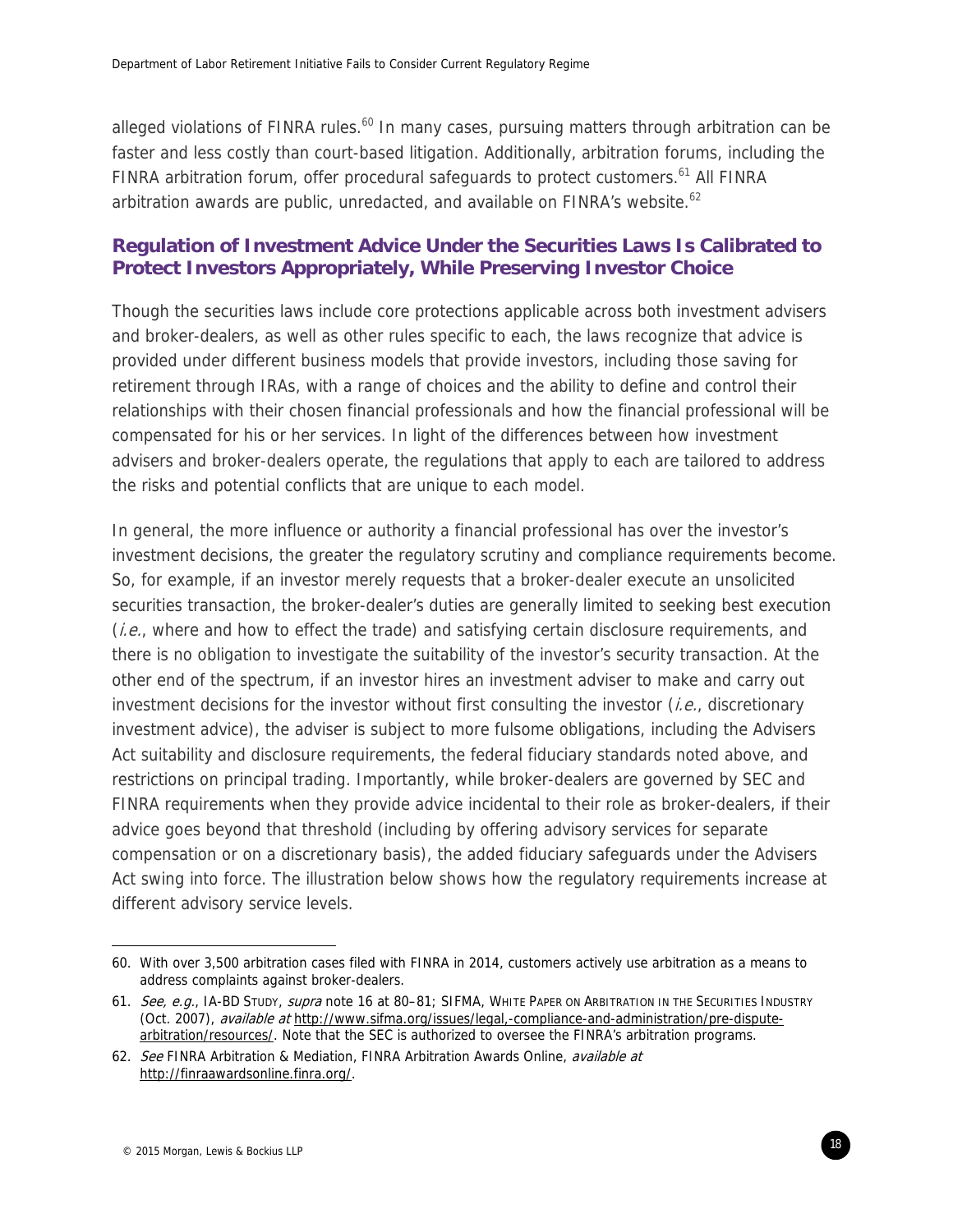alleged violations of FINRA rules.[60] In many cases, pursuing matters through arbitration can be faster and less costly than court-based litigation. Additionally, arbitration forums, including the FINRA arbitration forum, offer procedural safeguards to protect customers.[61] All FINRA arbitration awards are public, unredacted, and available on FINRA's website.[62]

## Regulation of Investment Advice Under the Securities Laws Is Calibrated to Protect Investors Appropriately, While Preserving Investor Choice

Though the securities laws include core protections applicable across both investment advisers and broker-dealers, as well as other rules specific to each, the laws recognize that advice is provided under different business models that provide investors, including those saving for retirement through IRAs, with a range of choices and the ability to define and control their relationships with their chosen financial professionals and how the financial professional will be compensated for his or her services. In light of the differences between how investment advisers and broker-dealers operate, the regulations that apply to each are tailored to address the risks and potential conflicts that are unique to each model.

In general, the more influence or authority a financial professional has over the investor's investment decisions, the greater the regulatory scrutiny and compliance requirements become. So, for example, if an investor merely requests that a broker-dealer execute an unsolicited securities transaction, the broker-dealer's duties are generally limited to seeking best execution (*i.e.*, where and how to effect the trade) and satisfying certain disclosure requirements, and there is no obligation to investigate the suitability of the investor's security transaction. At the other end of the spectrum, if an investor hires an investment adviser to make and carry out investment decisions for the investor without first consulting the investor (*i.e.*, discretionary investment advice), the adviser is subject to more fulsome obligations, including the Advisers Act suitability and disclosure requirements, the federal fiduciary standards noted above, and restrictions on principal trading. Importantly, while broker-dealers are governed by SEC and FINRA requirements when they provide advice incidental to their role as broker-dealers, if their advice goes beyond that threshold (including by offering advisory services for separate compensation or on a discretionary basis), the added fiduciary safeguards under the Advisers Act swing into force. The illustration below shows how the regulatory requirements increase at different advisory service levels.

---

60. With over 3,500 arbitration cases filed with FINRA in 2014, customers actively use arbitration as a means to address complaints against broker-dealers.

61. *See, e.g.*, IA-BD STUDY, *supra* note 16 at 80–81; SIFMA, WHITE PAPER ON ARBITRATION IN THE SECURITIES INDUSTRY (Oct. 2007), *available at* http://www.sifma.org/issues/legal,-compliance-and-administration/pre-dispute-arbitration/resources/. Note that the SEC is authorized to oversee the FINRA's arbitration programs.

62. *See* FINRA Arbitration & Mediation, FINRA Arbitration Awards Online, *available at* http://finraawardsonline.finra.org/.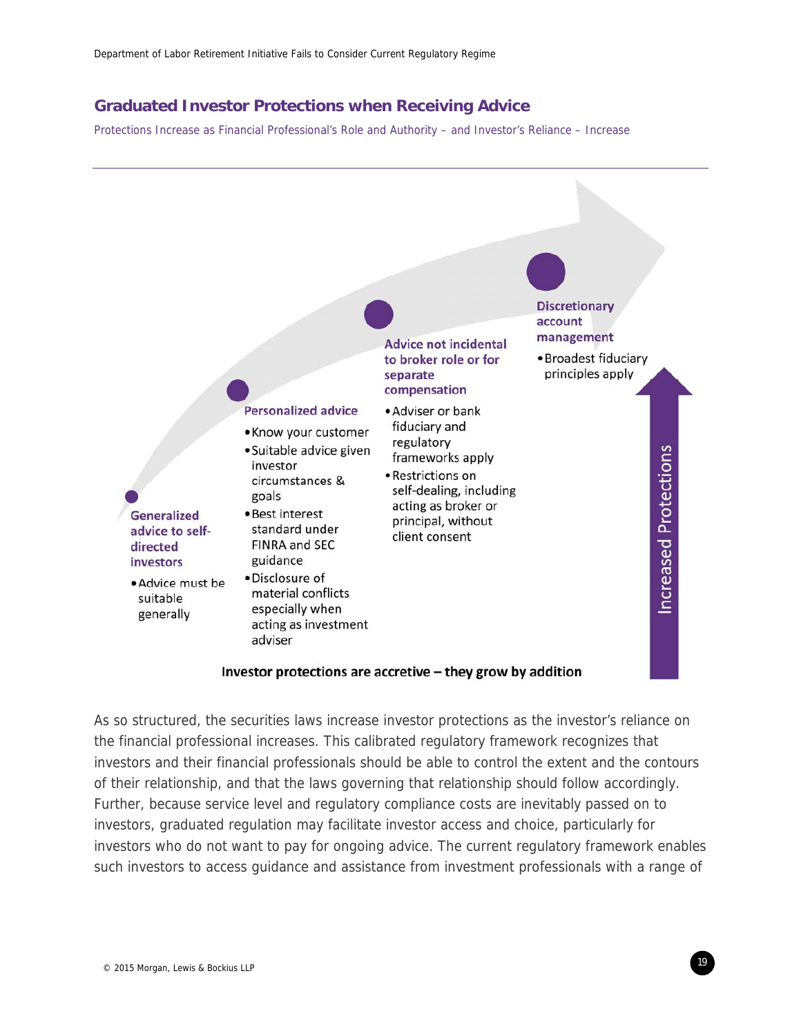## Graduated Investor Protections when Receiving Advice

Protections Increase as Financial Professional's Role and Authority – and Investor's Reliance – Increase

**Generalized advice to self-directed investors**

- Advice must be suitable generally

**Personalized advice**

- Know your customer
- Suitable advice given investor circumstances & goals
- Best interest standard under FINRA and SEC guidance
- Disclosure of material conflicts especially when acting as investment adviser

**Advice not incidental to broker role or for separate compensation**

- Adviser or bank fiduciary and regulatory frameworks apply
- Restrictions on self-dealing, including acting as broker or principal, without client consent

**Discretionary account management**

- Broadest fiduciary principles apply

Increased Protections

**Investor protections are accretive – they grow by addition**

As so structured, the securities laws increase investor protections as the investor's reliance on the financial professional increases. This calibrated regulatory framework recognizes that investors and their financial professionals should be able to control the extent and the contours of their relationship, and that the laws governing that relationship should follow accordingly. Further, because service level and regulatory compliance costs are inevitably passed on to investors, graduated regulation may facilitate investor access and choice, particularly for investors who do not want to pay for ongoing advice. The current regulatory framework enables such investors to access guidance and assistance from investment professionals with a range of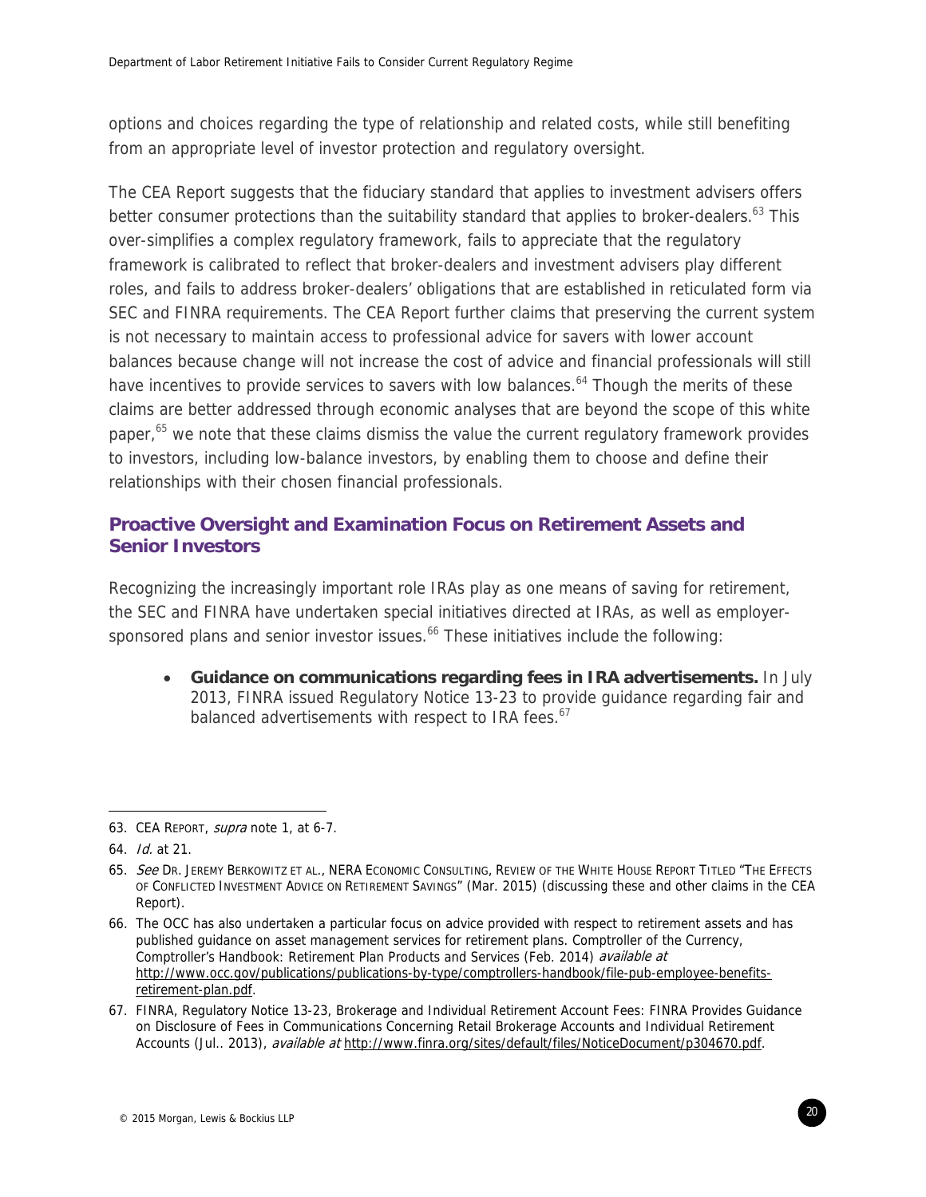options and choices regarding the type of relationship and related costs, while still benefiting from an appropriate level of investor protection and regulatory oversight.

The CEA Report suggests that the fiduciary standard that applies to investment advisers offers better consumer protections than the suitability standard that applies to broker-dealers.[63] This over-simplifies a complex regulatory framework, fails to appreciate that the regulatory framework is calibrated to reflect that broker-dealers and investment advisers play different roles, and fails to address broker-dealers' obligations that are established in reticulated form via SEC and FINRA requirements. The CEA Report further claims that preserving the current system is not necessary to maintain access to professional advice for savers with lower account balances because change will not increase the cost of advice and financial professionals will still have incentives to provide services to savers with low balances.[64] Though the merits of these claims are better addressed through economic analyses that are beyond the scope of this white paper,[65] we note that these claims dismiss the value the current regulatory framework provides to investors, including low-balance investors, by enabling them to choose and define their relationships with their chosen financial professionals.

## Proactive Oversight and Examination Focus on Retirement Assets and Senior Investors

Recognizing the increasingly important role IRAs play as one means of saving for retirement, the SEC and FINRA have undertaken special initiatives directed at IRAs, as well as employer-sponsored plans and senior investor issues.[66] These initiatives include the following:

- **Guidance on communications regarding fees in IRA advertisements.** In July 2013, FINRA issued Regulatory Notice 13-23 to provide guidance regarding fair and balanced advertisements with respect to IRA fees.[67]

---

63. CEA Report, *supra* note 1, at 6-7.

64. *Id.* at 21.

65. *See* Dr. Jeremy Berkowitz et al., NERA Economic Consulting, Review of the White House Report Titled "The Effects of Conflicted Investment Advice on Retirement Savings" (Mar. 2015) (discussing these and other claims in the CEA Report).

66. The OCC has also undertaken a particular focus on advice provided with respect to retirement assets and has published guidance on asset management services for retirement plans. Comptroller of the Currency, Comptroller's Handbook: Retirement Plan Products and Services (Feb. 2014) *available at* http://www.occ.gov/publications/publications-by-type/comptrollers-handbook/file-pub-employee-benefits-retirement-plan.pdf.

67. FINRA, Regulatory Notice 13-23, Brokerage and Individual Retirement Account Fees: FINRA Provides Guidance on Disclosure of Fees in Communications Concerning Retail Brokerage Accounts and Individual Retirement Accounts (Jul.. 2013), *available at* http://www.finra.org/sites/default/files/NoticeDocument/p304670.pdf.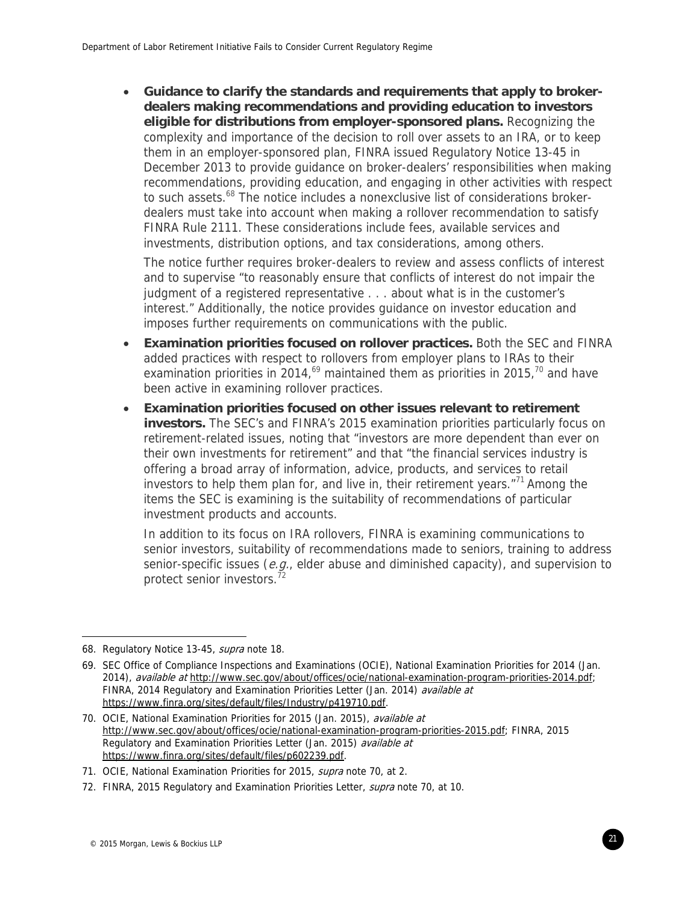- **Guidance to clarify the standards and requirements that apply to broker-dealers making recommendations and providing education to investors eligible for distributions from employer-sponsored plans.** Recognizing the complexity and importance of the decision to roll over assets to an IRA, or to keep them in an employer-sponsored plan, FINRA issued Regulatory Notice 13-45 in December 2013 to provide guidance on broker-dealers' responsibilities when making recommendations, providing education, and engaging in other activities with respect to such assets.[68] The notice includes a nonexclusive list of considerations broker-dealers must take into account when making a rollover recommendation to satisfy FINRA Rule 2111. These considerations include fees, available services and investments, distribution options, and tax considerations, among others.

  The notice further requires broker-dealers to review and assess conflicts of interest and to supervise "to reasonably ensure that conflicts of interest do not impair the judgment of a registered representative . . . about what is in the customer's interest." Additionally, the notice provides guidance on investor education and imposes further requirements on communications with the public.

- **Examination priorities focused on rollover practices.** Both the SEC and FINRA added practices with respect to rollovers from employer plans to IRAs to their examination priorities in 2014,[69] maintained them as priorities in 2015,[70] and have been active in examining rollover practices.

- **Examination priorities focused on other issues relevant to retirement investors.** The SEC's and FINRA's 2015 examination priorities particularly focus on retirement-related issues, noting that "investors are more dependent than ever on their own investments for retirement" and that "the financial services industry is offering a broad array of information, advice, products, and services to retail investors to help them plan for, and live in, their retirement years."[71] Among the items the SEC is examining is the suitability of recommendations of particular investment products and accounts.

  In addition to its focus on IRA rollovers, FINRA is examining communications to senior investors, suitability of recommendations made to seniors, training to address senior-specific issues (*e.g.*, elder abuse and diminished capacity), and supervision to protect senior investors.[72]

---

68. Regulatory Notice 13-45, *supra* note 18.

69. SEC Office of Compliance Inspections and Examinations (OCIE), National Examination Priorities for 2014 (Jan. 2014), *available at* http://www.sec.gov/about/offices/ocie/national-examination-program-priorities-2014.pdf; FINRA, 2014 Regulatory and Examination Priorities Letter (Jan. 2014) *available at* https://www.finra.org/sites/default/files/Industry/p419710.pdf.

70. OCIE, National Examination Priorities for 2015 (Jan. 2015), *available at* http://www.sec.gov/about/offices/ocie/national-examination-program-priorities-2015.pdf; FINRA, 2015 Regulatory and Examination Priorities Letter (Jan. 2015) *available at* https://www.finra.org/sites/default/files/p602239.pdf.

71. OCIE, National Examination Priorities for 2015, *supra* note 70, at 2.

72. FINRA, 2015 Regulatory and Examination Priorities Letter, *supra* note 70, at 10.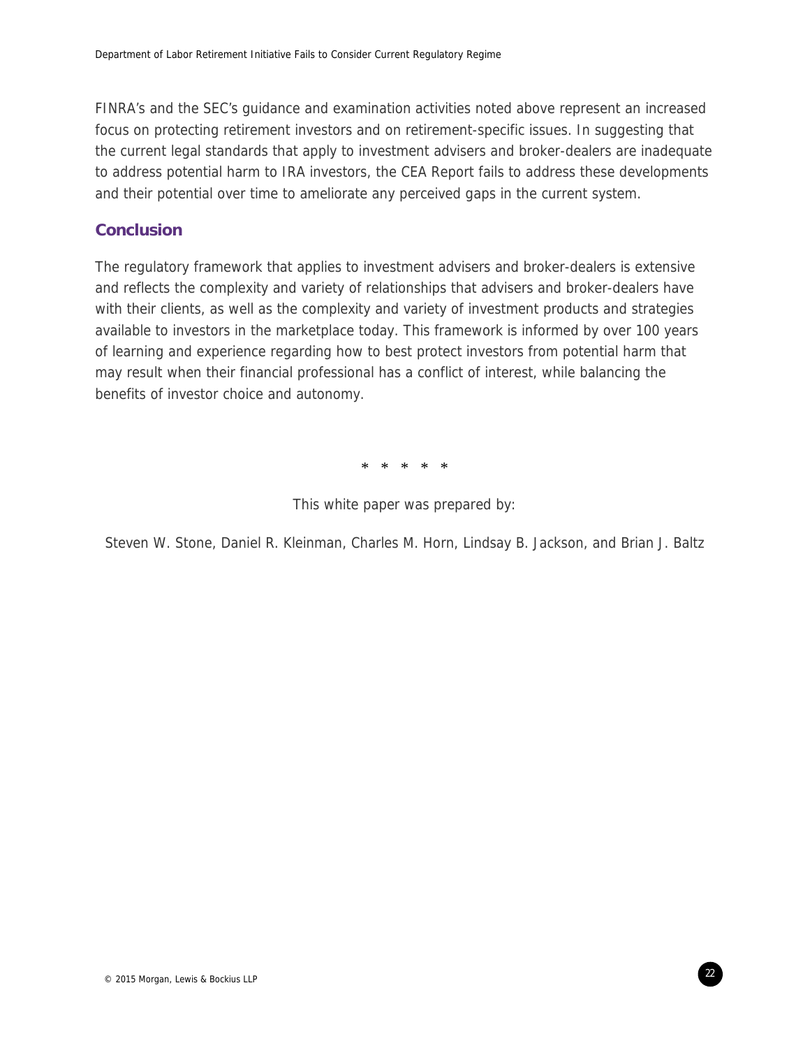FINRA's and the SEC's guidance and examination activities noted above represent an increased focus on protecting retirement investors and on retirement-specific issues. In suggesting that the current legal standards that apply to investment advisers and broker-dealers are inadequate to address potential harm to IRA investors, the CEA Report fails to address these developments and their potential over time to ameliorate any perceived gaps in the current system.

## Conclusion

The regulatory framework that applies to investment advisers and broker-dealers is extensive and reflects the complexity and variety of relationships that advisers and broker-dealers have with their clients, as well as the complexity and variety of investment products and strategies available to investors in the marketplace today. This framework is informed by over 100 years of learning and experience regarding how to best protect investors from potential harm that may result when their financial professional has a conflict of interest, while balancing the benefits of investor choice and autonomy.

\* \* \* \* \*

This white paper was prepared by:

Steven W. Stone, Daniel R. Kleinman, Charles M. Horn, Lindsay B. Jackson, and Brian J. Baltz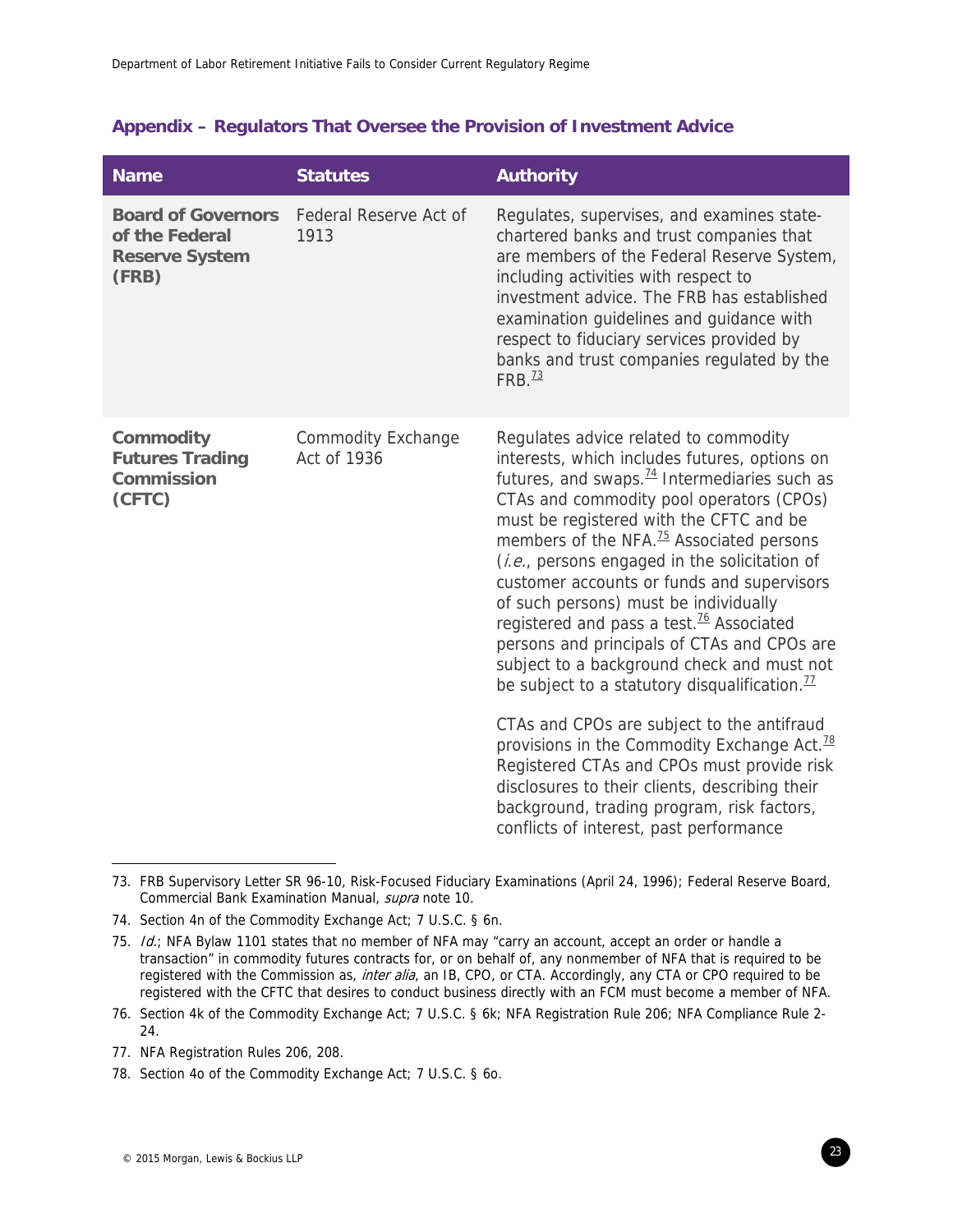## Appendix – Regulators That Oversee the Provision of Investment Advice

| Name | Statutes | Authority |
|---|---|---|
| **Board of Governors of the Federal Reserve System (FRB)** | Federal Reserve Act of 1913 | Regulates, supervises, and examines state-chartered banks and trust companies that are members of the Federal Reserve System, including activities with respect to investment advice. The FRB has established examination guidelines and guidance with respect to fiduciary services provided by banks and trust companies regulated by the FRB.[73] |
| **Commodity Futures Trading Commission (CFTC)** | Commodity Exchange Act of 1936 | Regulates advice related to commodity interests, which includes futures, options on futures, and swaps.[74] Intermediaries such as CTAs and commodity pool operators (CPOs) must be registered with the CFTC and be members of the NFA.[75] Associated persons (*i.e.*, persons engaged in the solicitation of customer accounts or funds and supervisors of such persons) must be individually registered and pass a test.[76] Associated persons and principals of CTAs and CPOs are subject to a background check and must not be subject to a statutory disqualification.[77]<br><br>CTAs and CPOs are subject to the antifraud provisions in the Commodity Exchange Act.[78] Registered CTAs and CPOs must provide risk disclosures to their clients, describing their background, trading program, risk factors, conflicts of interest, past performance |

73. FRB Supervisory Letter SR 96-10, Risk-Focused Fiduciary Examinations (April 24, 1996); Federal Reserve Board, Commercial Bank Examination Manual, *supra* note 10.

74. Section 4n of the Commodity Exchange Act; 7 U.S.C. § 6n.

75. *Id.*; NFA Bylaw 1101 states that no member of NFA may "carry an account, accept an order or handle a transaction" in commodity futures contracts for, or on behalf of, any nonmember of NFA that is required to be registered with the Commission as, *inter alia*, an IB, CPO, or CTA. Accordingly, any CTA or CPO required to be registered with the CFTC that desires to conduct business directly with an FCM must become a member of NFA.

76. Section 4k of the Commodity Exchange Act; 7 U.S.C. § 6k; NFA Registration Rule 206; NFA Compliance Rule 2-24.

77. NFA Registration Rules 206, 208.

78. Section 4o of the Commodity Exchange Act; 7 U.S.C. § 6o.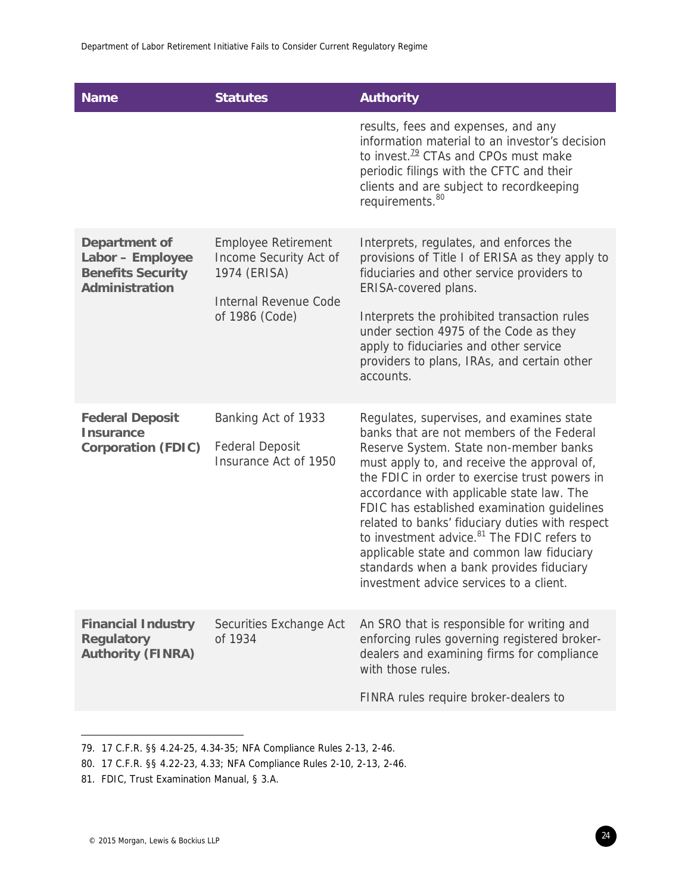| Name | Statutes | Authority |
| --- | --- | --- |
| | | results, fees and expenses, and any information material to an investor's decision to invest.[79] CTAs and CPOs must make periodic filings with the CFTC and their clients and are subject to recordkeeping requirements.[80] |
| **Department of Labor – Employee Benefits Security Administration** | Employee Retirement Income Security Act of 1974 (ERISA)<br><br>Internal Revenue Code of 1986 (Code) | Interprets, regulates, and enforces the provisions of Title I of ERISA as they apply to fiduciaries and other service providers to ERISA-covered plans.<br><br>Interprets the prohibited transaction rules under section 4975 of the Code as they apply to fiduciaries and other service providers to plans, IRAs, and certain other accounts. |
| **Federal Deposit Insurance Corporation (FDIC)** | Banking Act of 1933<br><br>Federal Deposit Insurance Act of 1950 | Regulates, supervises, and examines state banks that are not members of the Federal Reserve System. State non-member banks must apply to, and receive the approval of, the FDIC in order to exercise trust powers in accordance with applicable state law. The FDIC has established examination guidelines related to banks' fiduciary duties with respect to investment advice.[81] The FDIC refers to applicable state and common law fiduciary standards when a bank provides fiduciary investment advice services to a client. |
| **Financial Industry Regulatory Authority (FINRA)** | Securities Exchange Act of 1934 | An SRO that is responsible for writing and enforcing rules governing registered broker-dealers and examining firms for compliance with those rules.<br><br>FINRA rules require broker-dealers to |

79. 17 C.F.R. §§ 4.24-25, 4.34-35; NFA Compliance Rules 2-13, 2-46.

80. 17 C.F.R. §§ 4.22-23, 4.33; NFA Compliance Rules 2-10, 2-13, 2-46.

81. FDIC, Trust Examination Manual, § 3.A.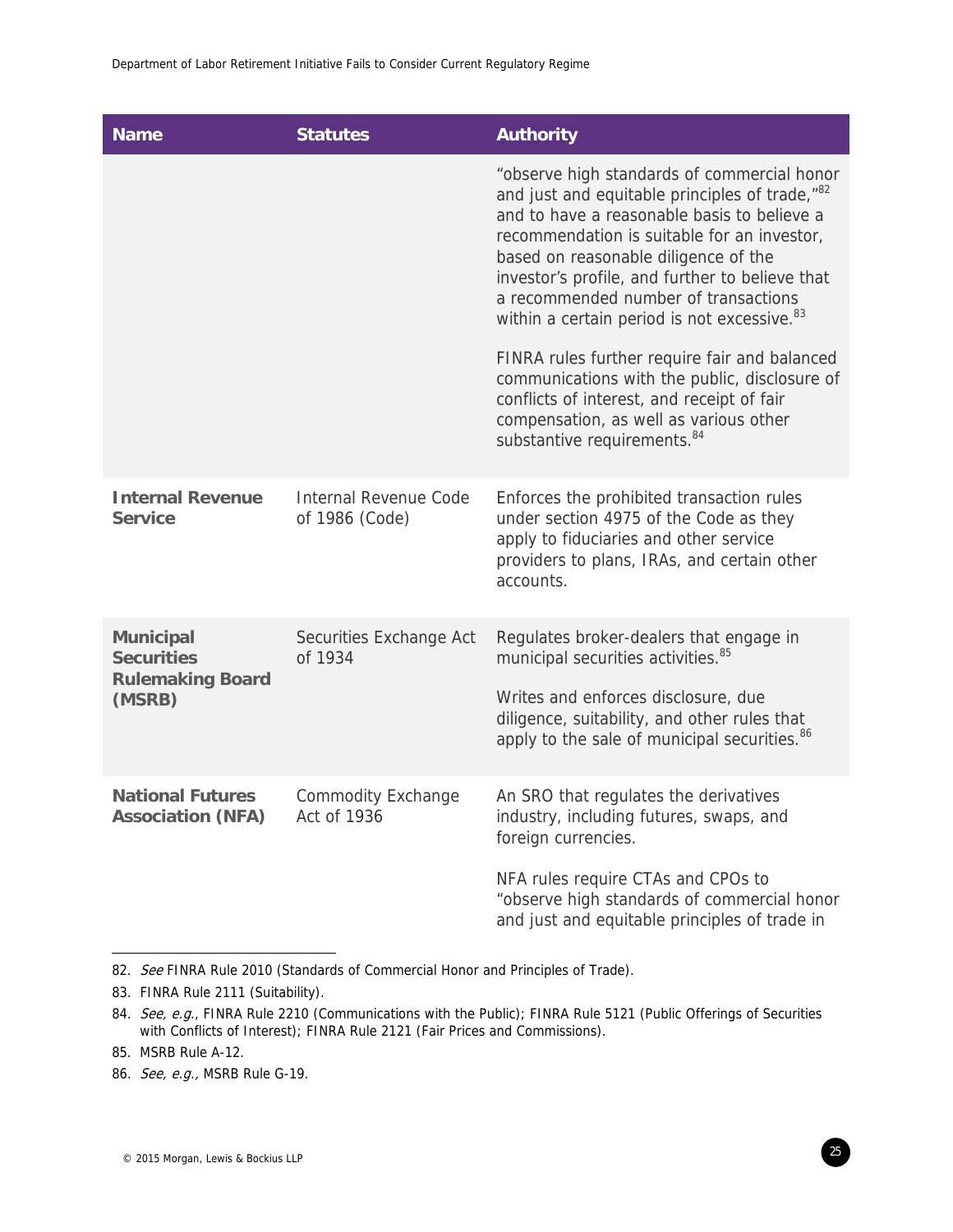| Name | Statutes | Authority |
| --- | --- | --- |
| | | "observe high standards of commercial honor and just and equitable principles of trade,"[82] and to have a reasonable basis to believe a recommendation is suitable for an investor, based on reasonable diligence of the investor's profile, and further to believe that a recommended number of transactions within a certain period is not excessive.[83]<br><br>FINRA rules further require fair and balanced communications with the public, disclosure of conflicts of interest, and receipt of fair compensation, as well as various other substantive requirements.[84] |
| **Internal Revenue Service** | Internal Revenue Code of 1986 (Code) | Enforces the prohibited transaction rules under section 4975 of the Code as they apply to fiduciaries and other service providers to plans, IRAs, and certain other accounts. |
| **Municipal Securities Rulemaking Board (MSRB)** | Securities Exchange Act of 1934 | Regulates broker-dealers that engage in municipal securities activities.[85]<br><br>Writes and enforces disclosure, due diligence, suitability, and other rules that apply to the sale of municipal securities.[86] |
| **National Futures Association (NFA)** | Commodity Exchange Act of 1936 | An SRO that regulates the derivatives industry, including futures, swaps, and foreign currencies.<br><br>NFA rules require CTAs and CPOs to "observe high standards of commercial honor and just and equitable principles of trade in |

82. *See* FINRA Rule 2010 (Standards of Commercial Honor and Principles of Trade).

83. FINRA Rule 2111 (Suitability).

84. *See, e.g.*, FINRA Rule 2210 (Communications with the Public); FINRA Rule 5121 (Public Offerings of Securities with Conflicts of Interest); FINRA Rule 2121 (Fair Prices and Commissions).

85. MSRB Rule A-12.

86. *See, e.g.,* MSRB Rule G-19.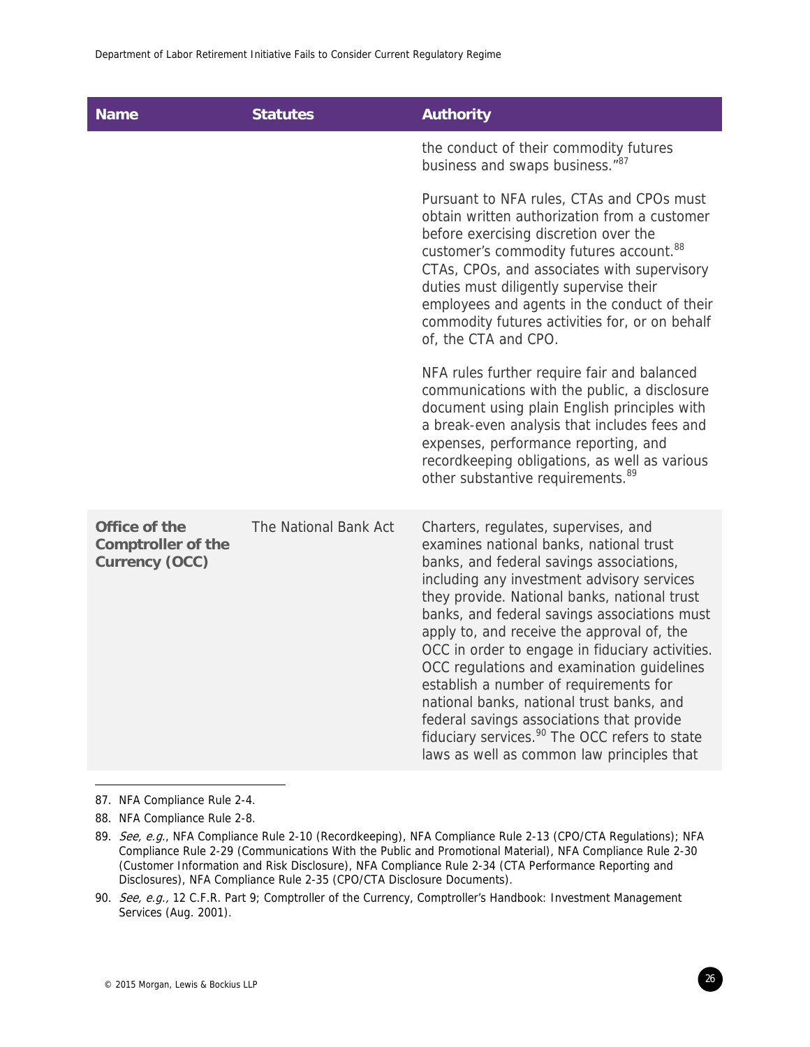| Name | Statutes | Authority |
|---|---|---|
| | | the conduct of their commodity futures business and swaps business."[87]<br><br>Pursuant to NFA rules, CTAs and CPOs must obtain written authorization from a customer before exercising discretion over the customer's commodity futures account.[88] CTAs, CPOs, and associates with supervisory duties must diligently supervise their employees and agents in the conduct of their commodity futures activities for, or on behalf of, the CTA and CPO.<br><br>NFA rules further require fair and balanced communications with the public, a disclosure document using plain English principles with a break-even analysis that includes fees and expenses, performance reporting, and recordkeeping obligations, as well as various other substantive requirements.[89] |
| **Office of the Comptroller of the Currency (OCC)** | The National Bank Act | Charters, regulates, supervises, and examines national banks, national trust banks, and federal savings associations, including any investment advisory services they provide. National banks, national trust banks, and federal savings associations must apply to, and receive the approval of, the OCC in order to engage in fiduciary activities. OCC regulations and examination guidelines establish a number of requirements for national banks, national trust banks, and federal savings associations that provide fiduciary services.[90] The OCC refers to state laws as well as common law principles that |

87. NFA Compliance Rule 2-4.

88. NFA Compliance Rule 2-8.

89. *See, e.g.*, NFA Compliance Rule 2-10 (Recordkeeping), NFA Compliance Rule 2-13 (CPO/CTA Regulations); NFA Compliance Rule 2-29 (Communications With the Public and Promotional Material), NFA Compliance Rule 2-30 (Customer Information and Risk Disclosure), NFA Compliance Rule 2-34 (CTA Performance Reporting and Disclosures), NFA Compliance Rule 2-35 (CPO/CTA Disclosure Documents).

90. *See, e.g.,* 12 C.F.R. Part 9; Comptroller of the Currency, Comptroller's Handbook: Investment Management Services (Aug. 2001).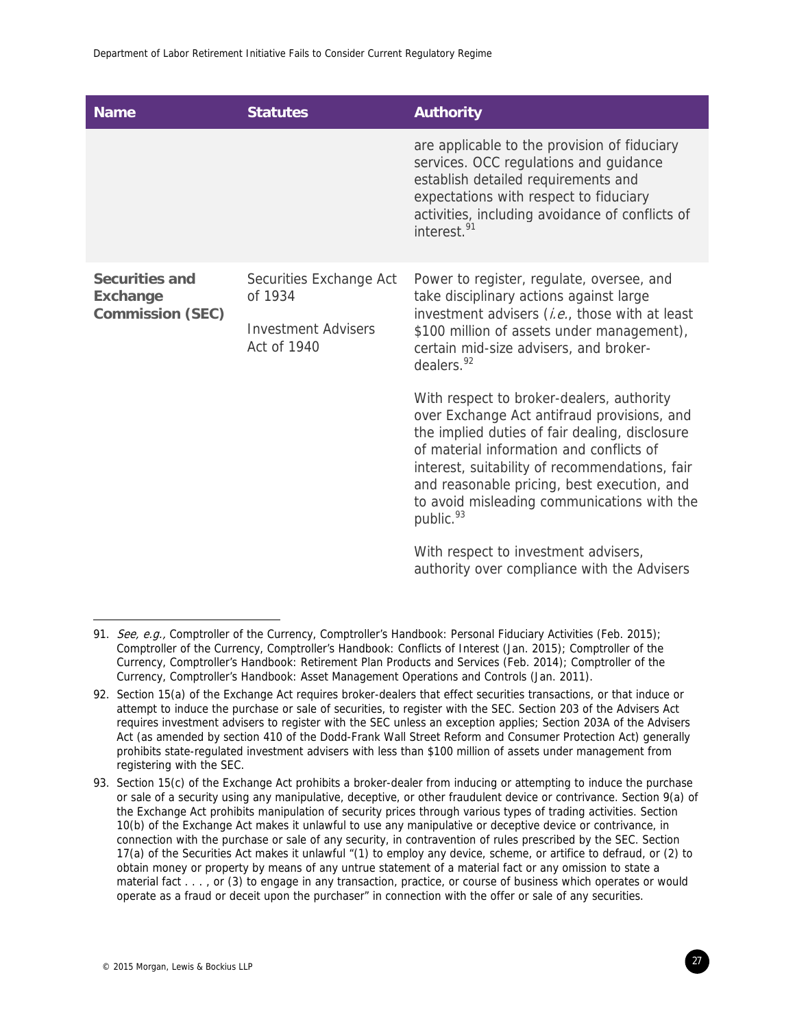| Name | Statutes | Authority |
|---|---|---|
| | | are applicable to the provision of fiduciary services. OCC regulations and guidance establish detailed requirements and expectations with respect to fiduciary activities, including avoidance of conflicts of interest.[91] |
| **Securities and Exchange Commission (SEC)** | Securities Exchange Act of 1934<br><br>Investment Advisers Act of 1940 | Power to register, regulate, oversee, and take disciplinary actions against large investment advisers (*i.e.*, those with at least $100 million of assets under management), certain mid-size advisers, and broker-dealers.[92]<br><br>With respect to broker-dealers, authority over Exchange Act antifraud provisions, and the implied duties of fair dealing, disclosure of material information and conflicts of interest, suitability of recommendations, fair and reasonable pricing, best execution, and to avoid misleading communications with the public.[93]<br><br>With respect to investment advisers, authority over compliance with the Advisers |

91. *See, e.g.,* Comptroller of the Currency, Comptroller's Handbook: Personal Fiduciary Activities (Feb. 2015); Comptroller of the Currency, Comptroller's Handbook: Conflicts of Interest (Jan. 2015); Comptroller of the Currency, Comptroller's Handbook: Retirement Plan Products and Services (Feb. 2014); Comptroller of the Currency, Comptroller's Handbook: Asset Management Operations and Controls (Jan. 2011).

92. Section 15(a) of the Exchange Act requires broker-dealers that effect securities transactions, or that induce or attempt to induce the purchase or sale of securities, to register with the SEC. Section 203 of the Advisers Act requires investment advisers to register with the SEC unless an exception applies; Section 203A of the Advisers Act (as amended by section 410 of the Dodd-Frank Wall Street Reform and Consumer Protection Act) generally prohibits state-regulated investment advisers with less than $100 million of assets under management from registering with the SEC.

93. Section 15(c) of the Exchange Act prohibits a broker-dealer from inducing or attempting to induce the purchase or sale of a security using any manipulative, deceptive, or other fraudulent device or contrivance. Section 9(a) of the Exchange Act prohibits manipulation of security prices through various types of trading activities. Section 10(b) of the Exchange Act makes it unlawful to use any manipulative or deceptive device or contrivance, in connection with the purchase or sale of any security, in contravention of rules prescribed by the SEC. Section 17(a) of the Securities Act makes it unlawful "(1) to employ any device, scheme, or artifice to defraud, or (2) to obtain money or property by means of any untrue statement of a material fact or any omission to state a material fact . . . , or (3) to engage in any transaction, practice, or course of business which operates or would operate as a fraud or deceit upon the purchaser" in connection with the offer or sale of any securities.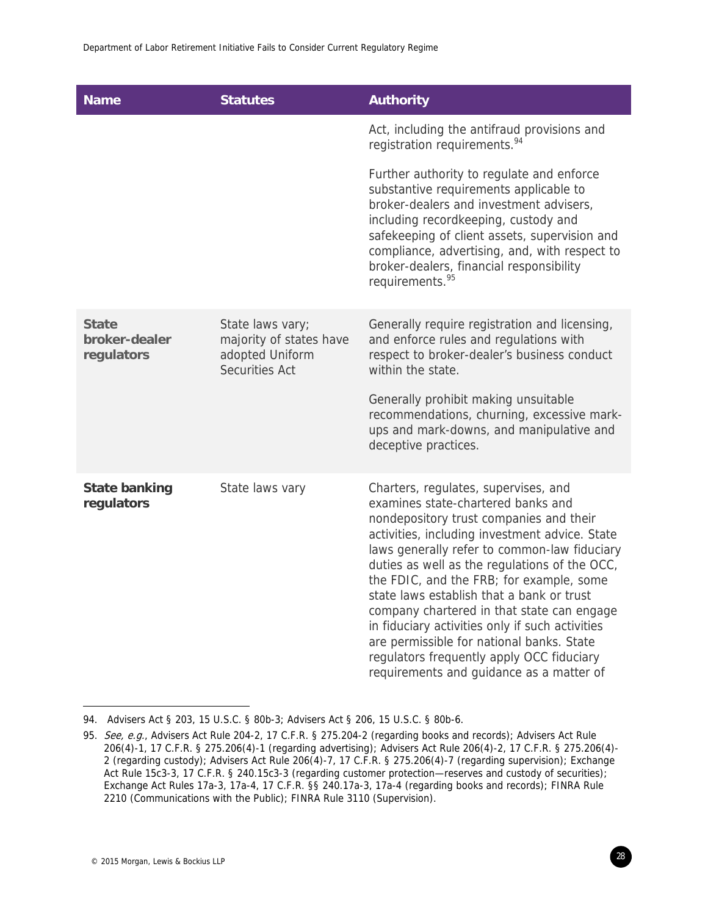| Name | Statutes | Authority |
|---|---|---|
| | | Act, including the antifraud provisions and registration requirements.[94]<br><br>Further authority to regulate and enforce substantive requirements applicable to broker-dealers and investment advisers, including recordkeeping, custody and safekeeping of client assets, supervision and compliance, advertising, and, with respect to broker-dealers, financial responsibility requirements.[95] |
| **State broker-dealer regulators** | State laws vary; majority of states have adopted Uniform Securities Act | Generally require registration and licensing, and enforce rules and regulations with respect to broker-dealer's business conduct within the state.<br><br>Generally prohibit making unsuitable recommendations, churning, excessive mark-ups and mark-downs, and manipulative and deceptive practices. |
| **State banking regulators** | State laws vary | Charters, regulates, supervises, and examines state-chartered banks and nondepository trust companies and their activities, including investment advice. State laws generally refer to common-law fiduciary duties as well as the regulations of the OCC, the FDIC, and the FRB; for example, some state laws establish that a bank or trust company chartered in that state can engage in fiduciary activities only if such activities are permissible for national banks. State regulators frequently apply OCC fiduciary requirements and guidance as a matter of |

94. Advisers Act § 203, 15 U.S.C. § 80b-3; Advisers Act § 206, 15 U.S.C. § 80b-6.

95. *See, e.g.*, Advisers Act Rule 204-2, 17 C.F.R. § 275.204-2 (regarding books and records); Advisers Act Rule 206(4)-1, 17 C.F.R. § 275.206(4)-1 (regarding advertising); Advisers Act Rule 206(4)-2, 17 C.F.R. § 275.206(4)-2 (regarding custody); Advisers Act Rule 206(4)-7, 17 C.F.R. § 275.206(4)-7 (regarding supervision); Exchange Act Rule 15c3-3, 17 C.F.R. § 240.15c3-3 (regarding customer protection—reserves and custody of securities); Exchange Act Rules 17a-3, 17a-4, 17 C.F.R. §§ 240.17a-3, 17a-4 (regarding books and records); FINRA Rule 2210 (Communications with the Public); FINRA Rule 3110 (Supervision).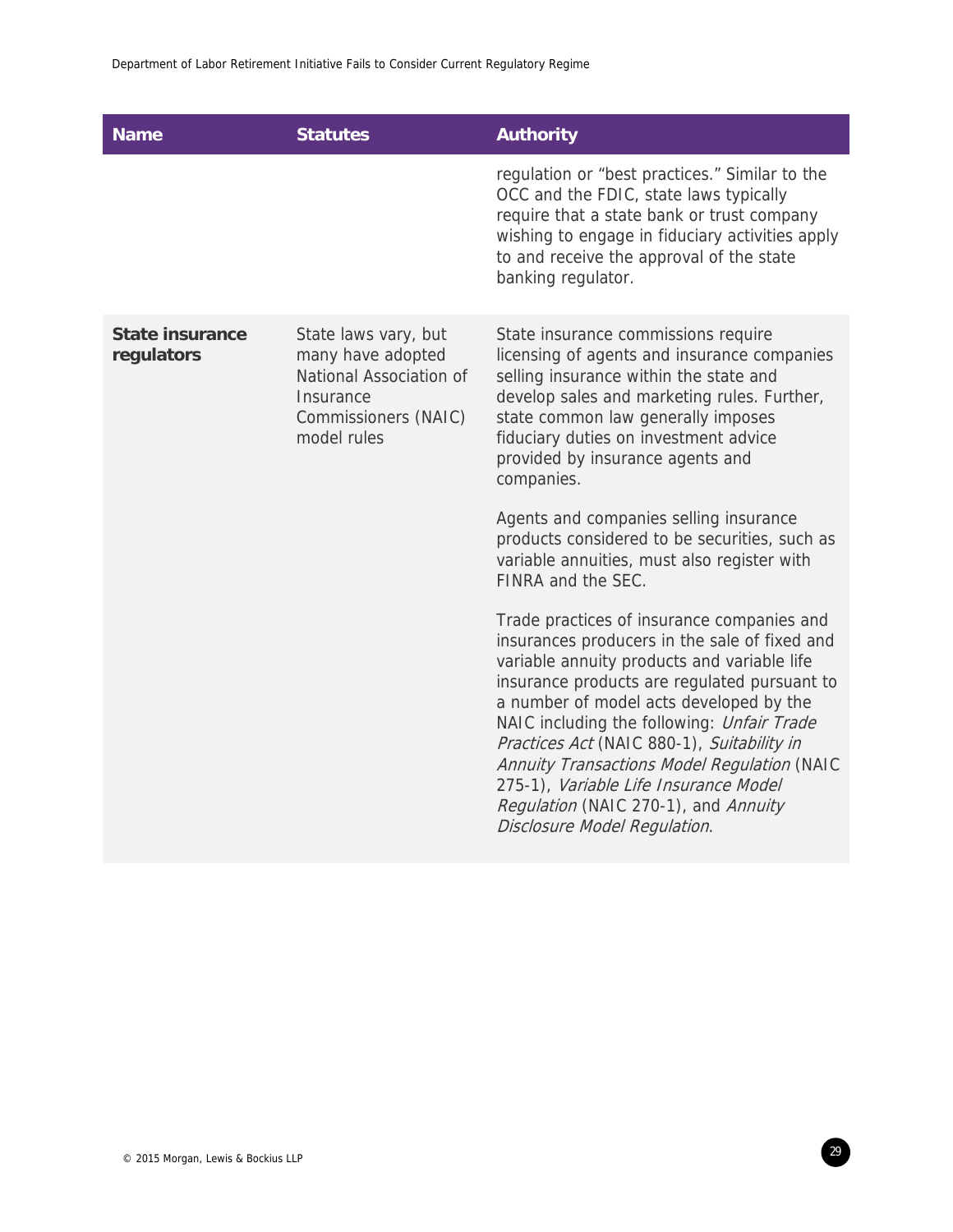| Name | Statutes | Authority |
|---|---|---|
| | | regulation or "best practices." Similar to the OCC and the FDIC, state laws typically require that a state bank or trust company wishing to engage in fiduciary activities apply to and receive the approval of the state banking regulator. |
| **State insurance regulators** | State laws vary, but many have adopted National Association of Insurance Commissioners (NAIC) model rules | State insurance commissions require licensing of agents and insurance companies selling insurance within the state and develop sales and marketing rules. Further, state common law generally imposes fiduciary duties on investment advice provided by insurance agents and companies.<br><br>Agents and companies selling insurance products considered to be securities, such as variable annuities, must also register with FINRA and the SEC.<br><br>Trade practices of insurance companies and insurances producers in the sale of fixed and variable annuity products and variable life insurance products are regulated pursuant to a number of model acts developed by the NAIC including the following: *Unfair Trade Practices Act* (NAIC 880-1), *Suitability in Annuity Transactions Model Regulation* (NAIC 275-1), *Variable Life Insurance Model Regulation* (NAIC 270-1), and *Annuity Disclosure Model Regulation*. |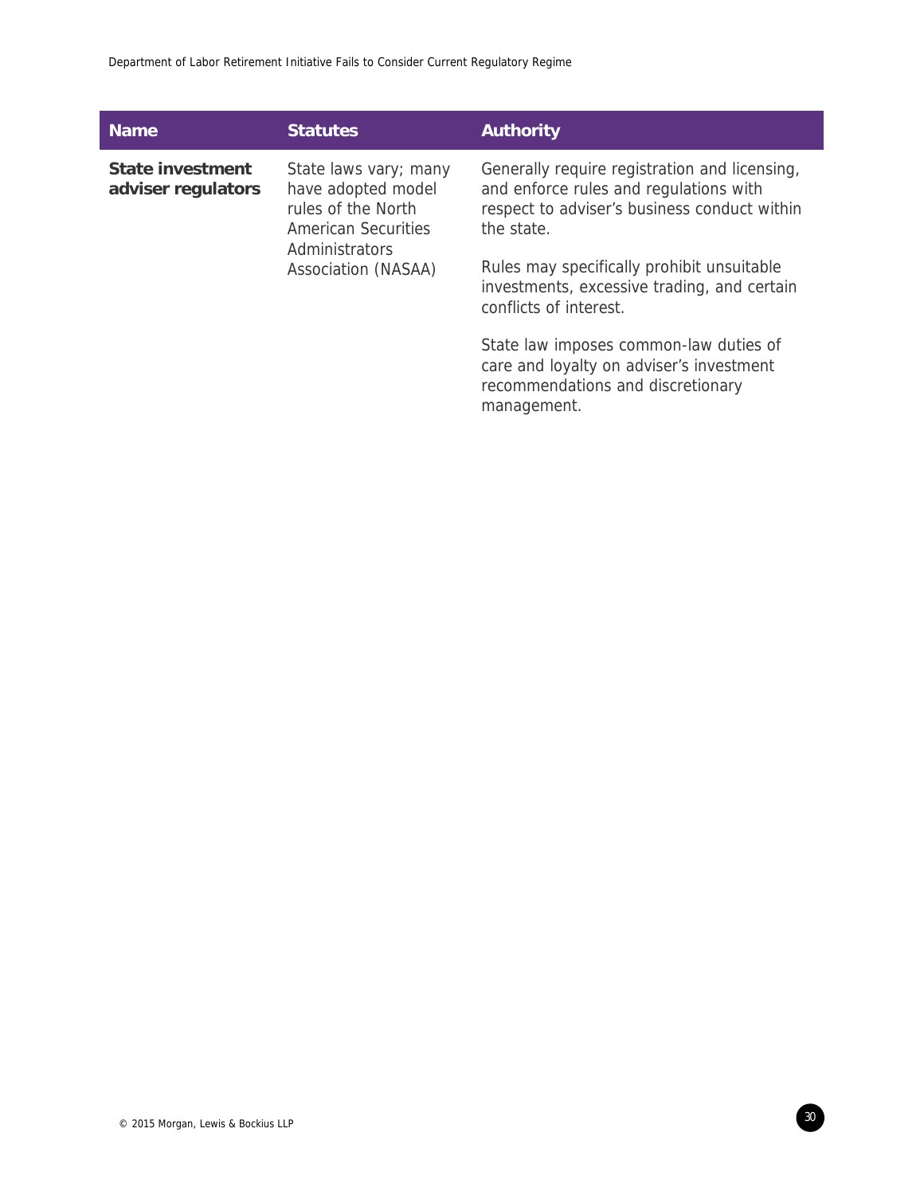| Name | Statutes | Authority |
|---|---|---|
| **State investment adviser regulators** | State laws vary; many have adopted model rules of the North American Securities Administrators Association (NASAA) | Generally require registration and licensing, and enforce rules and regulations with respect to adviser's business conduct within the state.<br><br>Rules may specifically prohibit unsuitable investments, excessive trading, and certain conflicts of interest.<br><br>State law imposes common-law duties of care and loyalty on adviser's investment recommendations and discretionary management. |